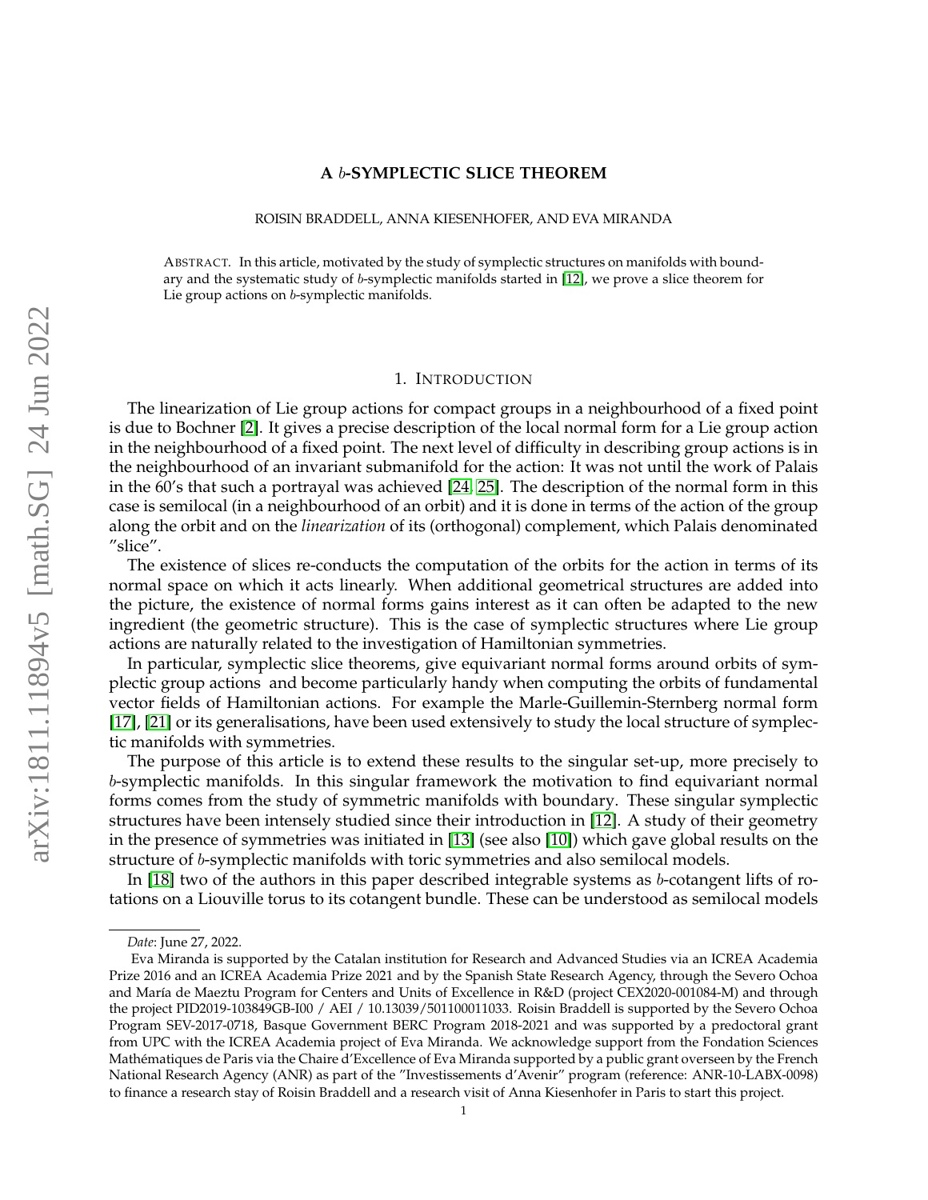# A $b$-SYMPLECTIC SLICE THEOREM

ROISIN BRADDELL, ANNA KIESENHOFER, AND EVA MIRANDA

ABSTRACT. In this article, motivated by the study of symplectic structures on manifolds with boundary and the systematic study of $b$-symplectic manifolds started in [12], we prove a slice theorem for Lie group actions on $b$-symplectic manifolds.

## 1. INTRODUCTION

The linearization of Lie group actions for compact groups in a neighbourhood of a fixed point is due to Bochner [2]. It gives a precise description of the local normal form for a Lie group action in the neighbourhood of a fixed point. The next level of difficulty in describing group actions is in the neighbourhood of an invariant submanifold for the action: It was not until the work of Palais in the 60's that such a portrayal was achieved [24, 25]. The description of the normal form in this case is semilocal (in a neighbourhood of an orbit) and it is done in terms of the action of the group along the orbit and on the *linearization* of its (orthogonal) complement, which Palais denominated "slice".

The existence of slices re-conducts the computation of the orbits for the action in terms of its normal space on which it acts linearly. When additional geometrical structures are added into the picture, the existence of normal forms gains interest as it can often be adapted to the new ingredient (the geometric structure). This is the case of symplectic structures where Lie group actions are naturally related to the investigation of Hamiltonian symmetries.

In particular, symplectic slice theorems, give equivariant normal forms around orbits of symplectic group actions and become particularly handy when computing the orbits of fundamental vector fields of Hamiltonian actions. For example the Marle-Guillemin-Sternberg normal form [17], [21] or its generalisations, have been used extensively to study the local structure of symplectic manifolds with symmetries.

The purpose of this article is to extend these results to the singular set-up, more precisely to $b$-symplectic manifolds. In this singular framework the motivation to find equivariant normal forms comes from the study of symmetric manifolds with boundary. These singular symplectic structures have been intensely studied since their introduction in [12]. A study of their geometry in the presence of symmetries was initiated in [13] (see also [10]) which gave global results on the structure of $b$-symplectic manifolds with toric symmetries and also semilocal models.

In [18] two of the authors in this paper described integrable systems as $b$-cotangent lifts of rotations on a Liouville torus to its cotangent bundle. These can be understood as semilocal models

---

*Date*: June 27, 2022.

Eva Miranda is supported by the Catalan institution for Research and Advanced Studies via an ICREA Academia Prize 2016 and an ICREA Academia Prize 2021 and by the Spanish State Research Agency, through the Severo Ochoa and María de Maeztu Program for Centers and Units of Excellence in R&D (project CEX2020-001084-M) and through the project PID2019-103849GB-I00 / AEI / 10.13039/501100011033. Roisin Braddell is supported by the Severo Ochoa Program SEV-2017-0718, Basque Government BERC Program 2018-2021 and was supported by a predoctoral grant from UPC with the ICREA Academia project of Eva Miranda. We acknowledge support from the Fondation Sciences Mathématiques de Paris via the Chaire d'Excellence of Eva Miranda supported by a public grant overseen by the French National Research Agency (ANR) as part of the "Investissements d'Avenir" program (reference: ANR-10-LABX-0098) to finance a research stay of Roisin Braddell and a research visit of Anna Kiesenhofer in Paris to start this project.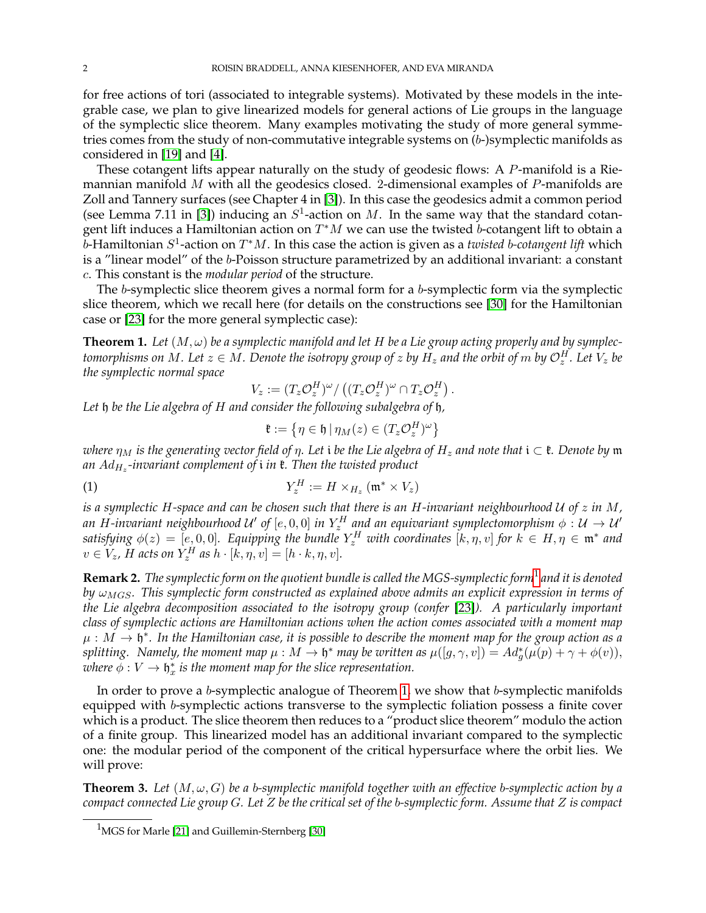for free actions of tori (associated to integrable systems). Motivated by these models in the integrable case, we plan to give linearized models for general actions of Lie groups in the language of the symplectic slice theorem. Many examples motivating the study of more general symmetries comes from the study of non-commutative integrable systems on ($b$-)symplectic manifolds as considered in [19] and [4].

These cotangent lifts appear naturally on the study of geodesic flows: A $P$-manifold is a Riemannian manifold $M$ with all the geodesics closed. 2-dimensional examples of $P$-manifolds are Zoll and Tannery surfaces (see Chapter 4 in [3]). In this case the geodesics admit a common period (see Lemma 7.11 in [3]) inducing an $S^1$-action on $M$. In the same way that the standard cotangent lift induces a Hamiltonian action on $T^*M$ we can use the twisted $b$-cotangent lift to obtain a $b$-Hamiltonian $S^1$-action on $T^*M$. In this case the action is given as a *twisted $b$-cotangent lift* which is a "linear model" of the $b$-Poisson structure parametrized by an additional invariant: a constant $c$. This constant is the *modular period* of the structure.

The $b$-symplectic slice theorem gives a normal form for a $b$-symplectic form via the symplectic slice theorem, which we recall here (for details on the constructions see [30] for the Hamiltonian case or [23] for the more general symplectic case):

**Theorem 1.** *Let $(M,\omega)$ be a symplectic manifold and let $H$ be a Lie group acting properly and by symplectomorphisms on $M$. Let $z \in M$. Denote the isotropy group of $z$ by $H_z$ and the orbit of $m$ by $\mathcal{O}_z^H$. Let $V_z$ be the symplectic normal space*

$$V_z := (T_z\mathcal{O}_z^H)^\omega / \left((T_z\mathcal{O}_z^H)^\omega \cap T_z\mathcal{O}_z^H\right).$$

*Let $\mathfrak{h}$ be the Lie algebra of $H$ and consider the following subalgebra of $\mathfrak{h}$,*

$$\mathfrak{k} := \left\{\eta \in \mathfrak{h} \mid \eta_M(z) \in (T_z\mathcal{O}_z^H)^\omega\right\}$$

*where $\eta_M$ is the generating vector field of $\eta$. Let $\mathfrak{i}$ be the Lie algebra of $H_z$ and note that $\mathfrak{i} \subset \mathfrak{k}$. Denote by $\mathfrak{m}$ an $Ad_{H_z}$-invariant complement of $\mathfrak{i}$ in $\mathfrak{k}$. Then the twisted product*

$$Y_z^H := H \times_{H_z} (\mathfrak{m}^* \times V_z) \tag{1}$$

*is a symplectic $H$-space and can be chosen such that there is an $H$-invariant neighbourhood $\mathcal{U}$ of $z$ in $M$, an $H$-invariant neighbourhood $\mathcal{U}'$ of $[e,0,0]$ in $Y_z^H$ and an equivariant symplectomorphism $\phi : \mathcal{U} \to \mathcal{U}'$ satisfying $\phi(z) = [e,0,0]$. Equipping the bundle $Y_z^H$ with coordinates $[k,\eta,v]$ for $k \in H, \eta \in \mathfrak{m}^*$ and $v \in V_z$, $H$ acts on $Y_z^H$ as $h \cdot [k,\eta,v] = [h\cdot k,\eta,v]$.*

**Remark 2.** *The symplectic form on the quotient bundle is called the MGS-symplectic form*[1] *and it is denoted by $\omega_{MGS}$. This symplectic form constructed as explained above admits an explicit expression in terms of the Lie algebra decomposition associated to the isotropy group (confer [23]). A particularly important class of symplectic actions are Hamiltonian actions when the action comes associated with a moment map $\mu : M \to \mathfrak{h}^*$. In the Hamiltonian case, it is possible to describe the moment map for the group action as a splitting. Namely, the moment map $\mu : M \to \mathfrak{h}^*$ may be written as $\mu([g,\gamma,v]) = Ad_g^*(\mu(p) + \gamma + \phi(v))$, where $\phi : V \to \mathfrak{h}_x^*$ is the moment map for the slice representation.*

In order to prove a $b$-symplectic analogue of Theorem 1, we show that $b$-symplectic manifolds equipped with $b$-symplectic actions transverse to the symplectic foliation possess a finite cover which is a product. The slice theorem then reduces to a "product slice theorem" modulo the action of a finite group. This linearized model has an additional invariant compared to the symplectic one: the modular period of the component of the critical hypersurface where the orbit lies. We will prove:

**Theorem 3.** *Let $(M,\omega,G)$ be a $b$-symplectic manifold together with an effective $b$-symplectic action by a compact connected Lie group $G$. Let $Z$ be the critical set of the $b$-symplectic form. Assume that $Z$ is compact*

[1] MGS for Marle [21] and Guillemin-Sternberg [30]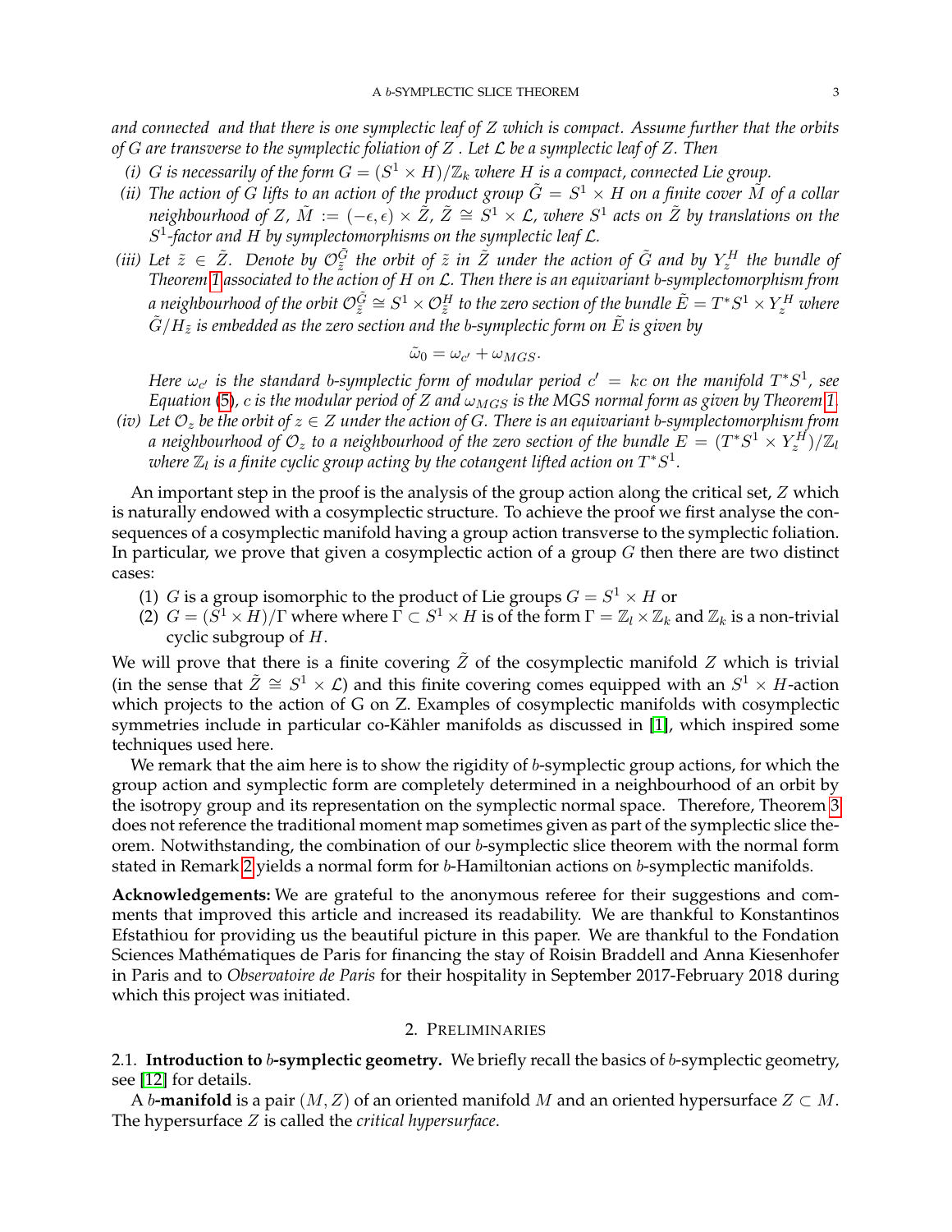*and connected and that there is one symplectic leaf of $Z$ which is compact. Assume further that the orbits of $G$ are transverse to the symplectic foliation of $Z$ . Let $\mathcal{L}$ be a symplectic leaf of $Z$. Then*

*(i) $G$ is necessarily of the form $G = (S^1 \times H)/\mathbb{Z}_k$ where $H$ is a compact, connected Lie group.*

*(ii) The action of $G$ lifts to an action of the product group $\tilde{G} = S^1 \times H$ on a finite cover $\tilde{M}$ of a collar neighbourhood of $Z$, $\tilde{M} := (-\epsilon, \epsilon) \times \tilde{Z}$, $\tilde{Z} \cong S^1 \times \mathcal{L}$, where $S^1$ acts on $\tilde{Z}$ by translations on the $S^1$-factor and $H$ by symplectomorphisms on the symplectic leaf $\mathcal{L}$.*

*(iii) Let $\tilde{z} \in \tilde{Z}$. Denote by $\mathcal{O}^{\tilde{G}}_{\tilde{z}}$ the orbit of $\tilde{z}$ in $\tilde{Z}$ under the action of $\tilde{G}$ and by $Y^H_z$ the bundle of Theorem 1 associated to the action of $H$ on $\mathcal{L}$. Then there is an equivariant $b$-symplectomorphism from a neighbourhood of the orbit $\mathcal{O}^{\tilde{G}}_{\tilde{z}} \cong S^1 \times \mathcal{O}^H_{\tilde{z}}$ to the zero section of the bundle $\tilde{E} = T^*S^1 \times Y^H_z$ where $\tilde{G}/H_{\tilde{z}}$ is embedded as the zero section and the $b$-symplectic form on $\tilde{E}$ is given by*

$$\tilde{\omega}_0 = \omega_{c'} + \omega_{MGS}.$$

*Here $\omega_{c'}$ is the standard $b$-symplectic form of modular period $c' = kc$ on the manifold $T^*S^1$, see Equation (5), $c$ is the modular period of $Z$ and $\omega_{MGS}$ is the MGS normal form as given by Theorem 1.*

*(iv) Let $\mathcal{O}_z$ be the orbit of $z \in Z$ under the action of $G$. There is an equivariant $b$-symplectomorphism from a neighbourhood of $\mathcal{O}_z$ to a neighbourhood of the zero section of the bundle $E = (T^*S^1 \times Y^H_z)/\mathbb{Z}_l$ where $\mathbb{Z}_l$ is a finite cyclic group acting by the cotangent lifted action on $T^*S^1$.*

An important step in the proof is the analysis of the group action along the critical set, $Z$ which is naturally endowed with a cosymplectic structure. To achieve the proof we first analyse the consequences of a cosymplectic manifold having a group action transverse to the symplectic foliation. In particular, we prove that given a cosymplectic action of a group $G$ then there are two distinct cases:

(1) $G$ is a group isomorphic to the product of Lie groups $G = S^1 \times H$ or
(2) $G = (S^1 \times H)/\Gamma$ where where $\Gamma \subset S^1 \times H$ is of the form $\Gamma = \mathbb{Z}_l \times \mathbb{Z}_k$ and $\mathbb{Z}_k$ is a non-trivial cyclic subgroup of $H$.

We will prove that there is a finite covering $\tilde{Z}$ of the cosymplectic manifold $Z$ which is trivial (in the sense that $\tilde{Z} \cong S^1 \times \mathcal{L}$) and this finite covering comes equipped with an $S^1 \times H$-action which projects to the action of G on Z. Examples of cosymplectic manifolds with cosymplectic symmetries include in particular co-Kähler manifolds as discussed in [1], which inspired some techniques used here.

We remark that the aim here is to show the rigidity of $b$-symplectic group actions, for which the group action and symplectic form are completely determined in a neighbourhood of an orbit by the isotropy group and its representation on the symplectic normal space. Therefore, Theorem 3 does not reference the traditional moment map sometimes given as part of the symplectic slice theorem. Notwithstanding, the combination of our $b$-symplectic slice theorem with the normal form stated in Remark 2 yields a normal form for $b$-Hamiltonian actions on $b$-symplectic manifolds.

**Acknowledgements:** We are grateful to the anonymous referee for their suggestions and comments that improved this article and increased its readability. We are thankful to Konstantinos Efstathiou for providing us the beautiful picture in this paper. We are thankful to the Fondation Sciences Mathématiques de Paris for financing the stay of Roisin Braddell and Anna Kiesenhofer in Paris and to *Observatoire de Paris* for their hospitality in September 2017-February 2018 during which this project was initiated.

## 2. Preliminaries

### 2.1. Introduction to $b$-symplectic geometry.

We briefly recall the basics of $b$-symplectic geometry, see [12] for details.

A ***b*-manifold** is a pair $(M, Z)$ of an oriented manifold $M$ and an oriented hypersurface $Z \subset M$. The hypersurface $Z$ is called the *critical hypersurface*.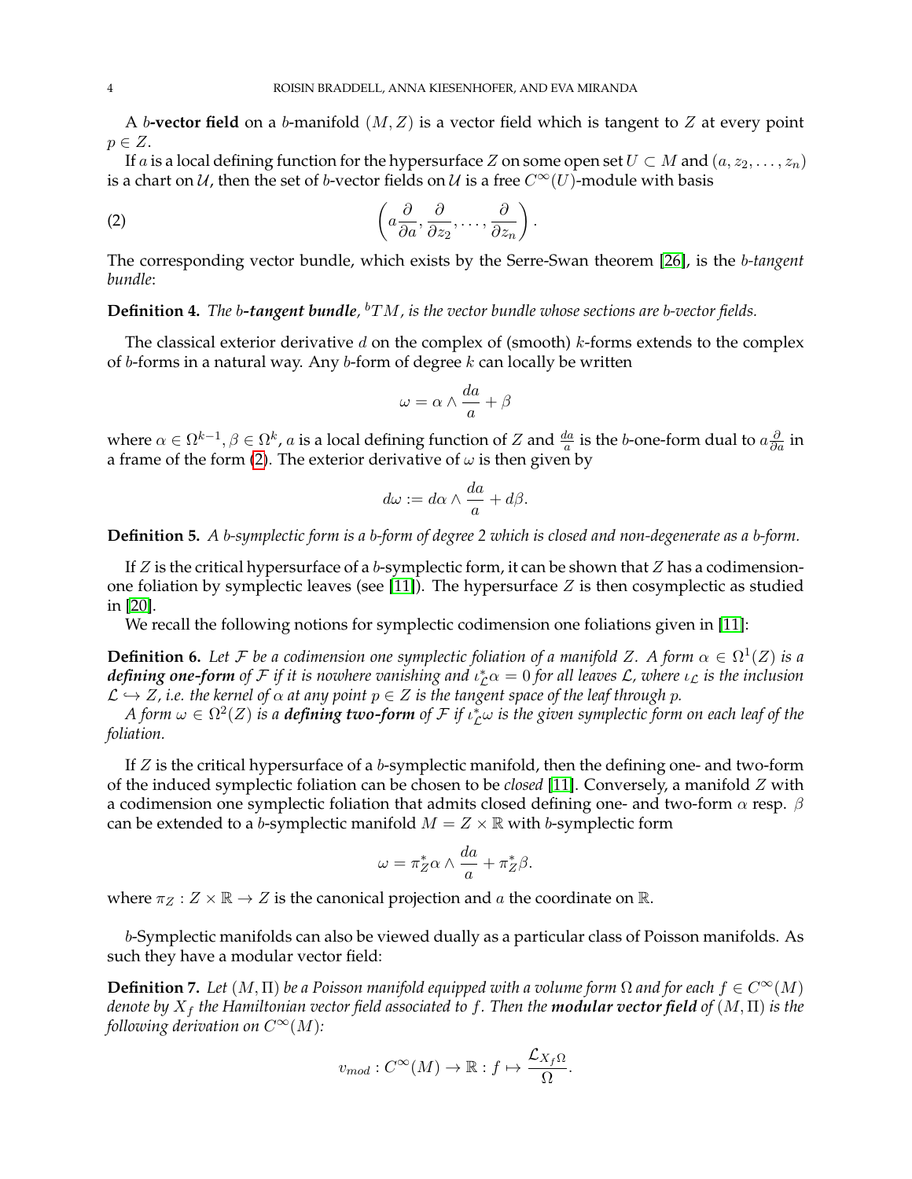A **$b$-vector field** on a $b$-manifold $(M, Z)$ is a vector field which is tangent to $Z$ at every point $p \in Z$.

If $a$ is a local defining function for the hypersurface $Z$ on some open set $U \subset M$ and $(a, z_2, \dots, z_n)$ is a chart on $\mathcal{U}$, then the set of $b$-vector fields on $\mathcal{U}$ is a free $C^\infty(U)$-module with basis

$$\left( a\frac{\partial}{\partial a}, \frac{\partial}{\partial z_2}, \dots, \frac{\partial}{\partial z_n} \right). \tag{2}$$

The corresponding vector bundle, which exists by the Serre-Swan theorem [26], is the *$b$-tangent bundle*:

**Definition 4.** *The $b$-**tangent bundle**, ${}^bTM$, is the vector bundle whose sections are $b$-vector fields.*

The classical exterior derivative $d$ on the complex of (smooth) $k$-forms extends to the complex of $b$-forms in a natural way. Any $b$-form of degree $k$ can locally be written

$$\omega = \alpha \wedge \frac{da}{a} + \beta$$

where $\alpha \in \Omega^{k-1}, \beta \in \Omega^k$, $a$ is a local defining function of $Z$ and $\frac{da}{a}$ is the $b$-one-form dual to $a\frac{\partial}{\partial a}$ in a frame of the form (2). The exterior derivative of $\omega$ is then given by

$$d\omega := d\alpha \wedge \frac{da}{a} + d\beta.$$

**Definition 5.** *A $b$-symplectic form is a $b$-form of degree 2 which is closed and non-degenerate as a $b$-form.*

If $Z$ is the critical hypersurface of a $b$-symplectic form, it can be shown that $Z$ has a codimension-one foliation by symplectic leaves (see [11]). The hypersurface $Z$ is then cosymplectic as studied in [20].

We recall the following notions for symplectic codimension one foliations given in [11]:

**Definition 6.** *Let $\mathcal{F}$ be a codimension one symplectic foliation of a manifold $Z$. A form $\alpha \in \Omega^1(Z)$ is a **defining one-form** of $\mathcal{F}$ if it is nowhere vanishing and $\iota_{\mathcal{L}}^*\alpha = 0$ for all leaves $\mathcal{L}$, where $\iota_{\mathcal{L}}$ is the inclusion $\mathcal{L} \hookrightarrow Z$, i.e. the kernel of $\alpha$ at any point $p \in Z$ is the tangent space of the leaf through $p$.*

*A form $\omega \in \Omega^2(Z)$ is a **defining two-form** of $\mathcal{F}$ if $\iota_{\mathcal{L}}^*\omega$ is the given symplectic form on each leaf of the foliation.*

If $Z$ is the critical hypersurface of a $b$-symplectic manifold, then the defining one- and two-form of the induced symplectic foliation can be chosen to be *closed* [11]. Conversely, a manifold $Z$ with a codimension one symplectic foliation that admits closed defining one- and two-form $\alpha$ resp. $\beta$ can be extended to a $b$-symplectic manifold $M = Z \times \mathbb{R}$ with $b$-symplectic form

$$\omega = \pi_Z^*\alpha \wedge \frac{da}{a} + \pi_Z^*\beta.$$

where $\pi_Z : Z \times \mathbb{R} \to Z$ is the canonical projection and $a$ the coordinate on $\mathbb{R}$.

$b$-Symplectic manifolds can also be viewed dually as a particular class of Poisson manifolds. As such they have a modular vector field:

**Definition 7.** *Let $(M, \Pi)$ be a Poisson manifold equipped with a volume form $\Omega$ and for each $f \in C^\infty(M)$ denote by $X_f$ the Hamiltonian vector field associated to $f$. Then the **modular vector field** of $(M, \Pi)$ is the following derivation on $C^\infty(M)$:*

$$v_{mod} : C^\infty(M) \to \mathbb{R} : f \mapsto \frac{\mathcal{L}_{X_f}\Omega}{\Omega}.$$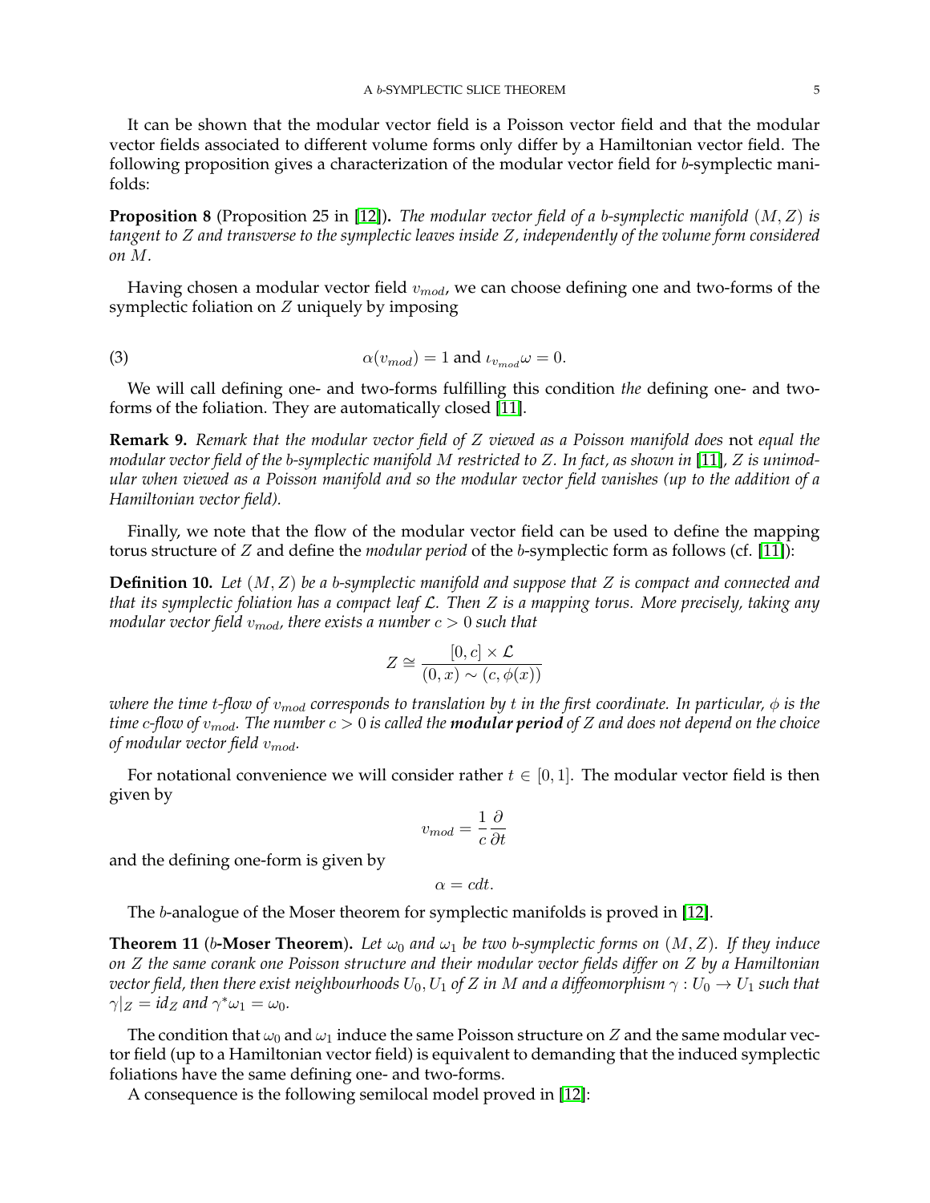It can be shown that the modular vector field is a Poisson vector field and that the modular vector fields associated to different volume forms only differ by a Hamiltonian vector field. The following proposition gives a characterization of the modular vector field for $b$-symplectic manifolds:

**Proposition 8** (Proposition 25 in [12])**.** *The modular vector field of a $b$-symplectic manifold $(M, Z)$ is tangent to $Z$ and transverse to the symplectic leaves inside $Z$, independently of the volume form considered on $M$.*

Having chosen a modular vector field $v_{mod}$, we can choose defining one and two-forms of the symplectic foliation on $Z$ uniquely by imposing

$$\alpha(v_{mod}) = 1 \text{ and } \iota_{v_{mod}}\omega = 0. \tag{3}$$

We will call defining one- and two-forms fulfilling this condition *the* defining one- and two-forms of the foliation. They are automatically closed [11].

**Remark 9.** *Remark that the modular vector field of $Z$ viewed as a Poisson manifold does* not *equal the modular vector field of the $b$-symplectic manifold $M$ restricted to $Z$. In fact, as shown in* [11]*, $Z$ is unimodular when viewed as a Poisson manifold and so the modular vector field vanishes (up to the addition of a Hamiltonian vector field).*

Finally, we note that the flow of the modular vector field can be used to define the mapping torus structure of $Z$ and define the *modular period* of the $b$-symplectic form as follows (cf. [11]):

**Definition 10.** *Let $(M, Z)$ be a $b$-symplectic manifold and suppose that $Z$ is compact and connected and that its symplectic foliation has a compact leaf $\mathcal{L}$. Then $Z$ is a mapping torus. More precisely, taking any modular vector field $v_{mod}$, there exists a number $c > 0$ such that*

$$Z \cong \frac{[0, c] \times \mathcal{L}}{(0, x) \sim (c, \phi(x))}$$

*where the time $t$-flow of $v_{mod}$ corresponds to translation by $t$ in the first coordinate. In particular, $\phi$ is the time $c$-flow of $v_{mod}$. The number $c > 0$ is called the* ***modular period*** *of $Z$ and does not depend on the choice of modular vector field $v_{mod}$.*

For notational convenience we will consider rather $t \in [0, 1]$. The modular vector field is then given by

$$v_{mod} = \frac{1}{c}\frac{\partial}{\partial t}$$

and the defining one-form is given by

$$\alpha = c dt.$$

The $b$-analogue of the Moser theorem for symplectic manifolds is proved in [12].

**Theorem 11** (**$b$-Moser Theorem**)**.** *Let $\omega_0$ and $\omega_1$ be two $b$-symplectic forms on $(M, Z)$. If they induce on $Z$ the same corank one Poisson structure and their modular vector fields differ on $Z$ by a Hamiltonian vector field, then there exist neighbourhoods $U_0, U_1$ of $Z$ in $M$ and a diffeomorphism $\gamma : U_0 \to U_1$ such that $\gamma|_Z = id_Z$ and $\gamma^*\omega_1 = \omega_0$.*

The condition that $\omega_0$ and $\omega_1$ induce the same Poisson structure on $Z$ and the same modular vector field (up to a Hamiltonian vector field) is equivalent to demanding that the induced symplectic foliations have the same defining one- and two-forms.

A consequence is the following semilocal model proved in [12]: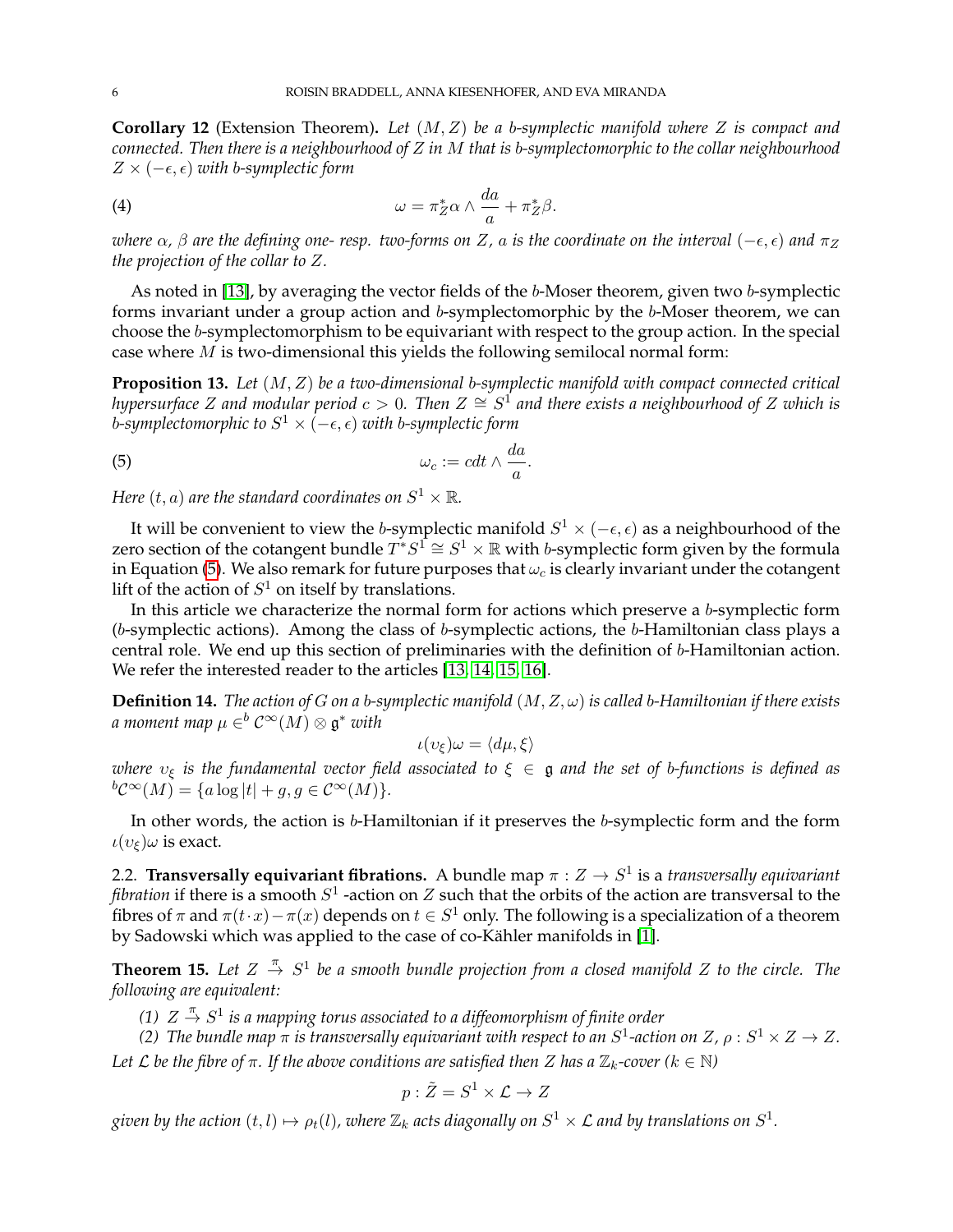**Corollary 12** (Extension Theorem)**.** *Let $(M, Z)$ be a b-symplectic manifold where $Z$ is compact and connected. Then there is a neighbourhood of $Z$ in $M$ that is b-symplectomorphic to the collar neighbourhood $Z \times (-\epsilon, \epsilon)$ with b-symplectic form*

$$\omega = \pi_Z^*\alpha \wedge \frac{da}{a} + \pi_Z^*\beta. \tag{4}$$

*where $\alpha$, $\beta$ are the defining one- resp. two-forms on $Z$, $a$ is the coordinate on the interval $(-\epsilon, \epsilon)$ and $\pi_Z$ the projection of the collar to $Z$.*

As noted in [13], by averaging the vector fields of the $b$-Moser theorem, given two $b$-symplectic forms invariant under a group action and $b$-symplectomorphic by the $b$-Moser theorem, we can choose the $b$-symplectomorphism to be equivariant with respect to the group action. In the special case where $M$ is two-dimensional this yields the following semilocal normal form:

**Proposition 13.** *Let $(M, Z)$ be a two-dimensional b-symplectic manifold with compact connected critical hypersurface $Z$ and modular period $c > 0$. Then $Z \cong S^1$ and there exists a neighbourhood of $Z$ which is b-symplectomorphic to $S^1 \times (-\epsilon, \epsilon)$ with b-symplectic form*

$$\omega_c := c dt \wedge \frac{da}{a}. \tag{5}$$

*Here $(t, a)$ are the standard coordinates on $S^1 \times \mathbb{R}$.*

It will be convenient to view the $b$-symplectic manifold $S^1 \times (-\epsilon, \epsilon)$ as a neighbourhood of the zero section of the cotangent bundle $T^*S^1 \cong S^1 \times \mathbb{R}$ with $b$-symplectic form given by the formula in Equation (5). We also remark for future purposes that $\omega_c$ is clearly invariant under the cotangent lift of the action of $S^1$ on itself by translations.

In this article we characterize the normal form for actions which preserve a $b$-symplectic form ($b$-symplectic actions). Among the class of $b$-symplectic actions, the $b$-Hamiltonian class plays a central role. We end up this section of preliminaries with the definition of $b$-Hamiltonian action. We refer the interested reader to the articles [13, 14, 15, 16].

**Definition 14.** *The action of $G$ on a b-symplectic manifold $(M, Z, \omega)$ is called b-Hamiltonian if there exists a moment map $\mu \in {}^b\mathcal{C}^\infty(M) \otimes \mathfrak{g}^*$ with*

$$\iota(v_\xi)\omega = \langle d\mu, \xi \rangle$$

*where $v_\xi$ is the fundamental vector field associated to $\xi \in \mathfrak{g}$ and the set of b-functions is defined as ${}^b\mathcal{C}^\infty(M) = \{a \log |t| + g, g \in \mathcal{C}^\infty(M)\}$.*

In other words, the action is $b$-Hamiltonian if it preserves the $b$-symplectic form and the form $\iota(v_\xi)\omega$ is exact.

## 2.2. Transversally equivariant fibrations.

A bundle map $\pi : Z \to S^1$ is a *transversally equivariant fibration* if there is a smooth $S^1$ -action on $Z$ such that the orbits of the action are transversal to the fibres of $\pi$ and $\pi(t \cdot x) - \pi(x)$ depends on $t \in S^1$ only. The following is a specialization of a theorem by Sadowski which was applied to the case of co-Kähler manifolds in [1].

**Theorem 15.** *Let $Z \stackrel{\pi}{\to} S^1$ be a smooth bundle projection from a closed manifold $Z$ to the circle. The following are equivalent:*

*(1) $Z \stackrel{\pi}{\to} S^1$ is a mapping torus associated to a diffeomorphism of finite order*

*(2) The bundle map $\pi$ is transversally equivariant with respect to an $S^1$-action on $Z$, $\rho : S^1 \times Z \to Z$.*

*Let $\mathcal{L}$ be the fibre of $\pi$. If the above conditions are satisfied then $Z$ has a $\mathbb{Z}_k$-cover ($k \in \mathbb{N}$)*

$$p : \tilde{Z} = S^1 \times \mathcal{L} \to Z$$

*given by the action $(t, l) \mapsto \rho_t(l)$, where $\mathbb{Z}_k$ acts diagonally on $S^1 \times \mathcal{L}$ and by translations on $S^1$.*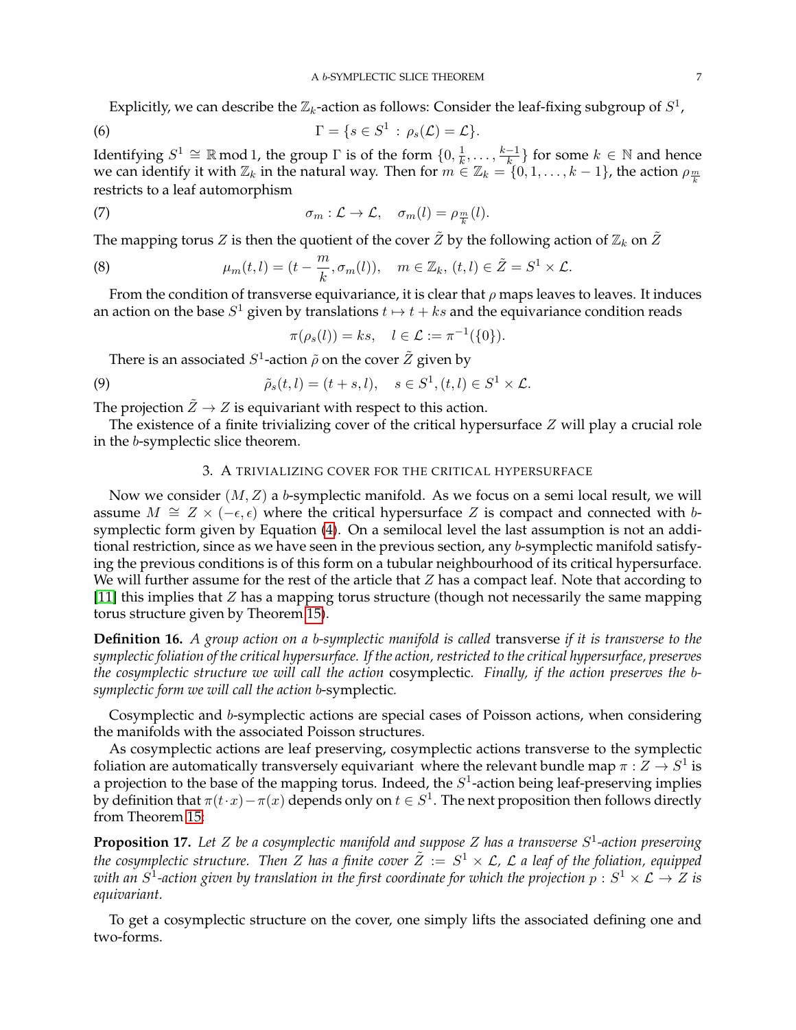Explicitly, we can describe the $\mathbb{Z}_k$-action as follows: Consider the leaf-fixing subgroup of $S^1$,

$$\Gamma = \{s \in S^1 \,:\, \rho_s(\mathcal{L}) = \mathcal{L}\}. \tag{6}$$

Identifying $S^1 \cong \mathbb{R} \bmod 1$, the group $\Gamma$ is of the form $\{0, \frac{1}{k}, \ldots, \frac{k-1}{k}\}$ for some $k \in \mathbb{N}$ and hence we can identify it with $\mathbb{Z}_k$ in the natural way. Then for $m \in \mathbb{Z}_k = \{0, 1, \ldots, k-1\}$, the action $\rho_{\frac{m}{k}}$ restricts to a leaf automorphism

$$\sigma_m : \mathcal{L} \to \mathcal{L}, \quad \sigma_m(l) = \rho_{\frac{m}{k}}(l). \tag{7}$$

The mapping torus $Z$ is then the quotient of the cover $\tilde{Z}$ by the following action of $\mathbb{Z}_k$ on $\tilde{Z}$

$$\mu_m(t, l) = (t - \frac{m}{k}, \sigma_m(l)), \quad m \in \mathbb{Z}_k, \, (t, l) \in \tilde{Z} = S^1 \times \mathcal{L}. \tag{8}$$

From the condition of transverse equivariance, it is clear that $\rho$ maps leaves to leaves. It induces an action on the base $S^1$ given by translations $t \mapsto t + ks$ and the equivariance condition reads

$$\pi(\rho_s(l)) = ks, \quad l \in \mathcal{L} := \pi^{-1}(\{0\}).$$

There is an associated $S^1$-action $\tilde{\rho}$ on the cover $\tilde{Z}$ given by

$$\tilde{\rho}_s(t, l) = (t + s, l), \quad s \in S^1, (t, l) \in S^1 \times \mathcal{L}. \tag{9}$$

The projection $\tilde{Z} \to Z$ is equivariant with respect to this action.

The existence of a finite trivializing cover of the critical hypersurface $Z$ will play a crucial role in the $b$-symplectic slice theorem.

## 3. A trivializing cover for the critical hypersurface

Now we consider $(M, Z)$ a $b$-symplectic manifold. As we focus on a semi local result, we will assume $M \cong Z \times (-\epsilon, \epsilon)$ where the critical hypersurface $Z$ is compact and connected with $b$-symplectic form given by Equation (4). On a semilocal level the last assumption is not an additional restriction, since as we have seen in the previous section, any $b$-symplectic manifold satisfying the previous conditions is of this form on a tubular neighbourhood of its critical hypersurface. We will further assume for the rest of the article that $Z$ has a compact leaf. Note that according to [11] this implies that $Z$ has a mapping torus structure (though not necessarily the same mapping torus structure given by Theorem 15).

**Definition 16.** *A group action on a $b$-symplectic manifold is called* transverse *if it is transverse to the symplectic foliation of the critical hypersurface. If the action, restricted to the critical hypersurface, preserves the cosymplectic structure we will call the action* cosymplectic*. Finally, if the action preserves the $b$-symplectic form we will call the action* $b$-symplectic*.*

Cosymplectic and $b$-symplectic actions are special cases of Poisson actions, when considering the manifolds with the associated Poisson structures.

As cosymplectic actions are leaf preserving, cosymplectic actions transverse to the symplectic foliation are automatically transversely equivariant where the relevant bundle map $\pi : Z \to S^1$ is a projection to the base of the mapping torus. Indeed, the $S^1$-action being leaf-preserving implies by definition that $\pi(t \cdot x) - \pi(x)$ depends only on $t \in S^1$. The next proposition then follows directly from Theorem 15:

**Proposition 17.** *Let $Z$ be a cosymplectic manifold and suppose $Z$ has a transverse $S^1$-action preserving the cosymplectic structure. Then $Z$ has a finite cover $\tilde{Z} := S^1 \times \mathcal{L}$, $\mathcal{L}$ a leaf of the foliation, equipped with an $S^1$-action given by translation in the first coordinate for which the projection $p : S^1 \times \mathcal{L} \to Z$ is equivariant.*

To get a cosymplectic structure on the cover, one simply lifts the associated defining one and two-forms.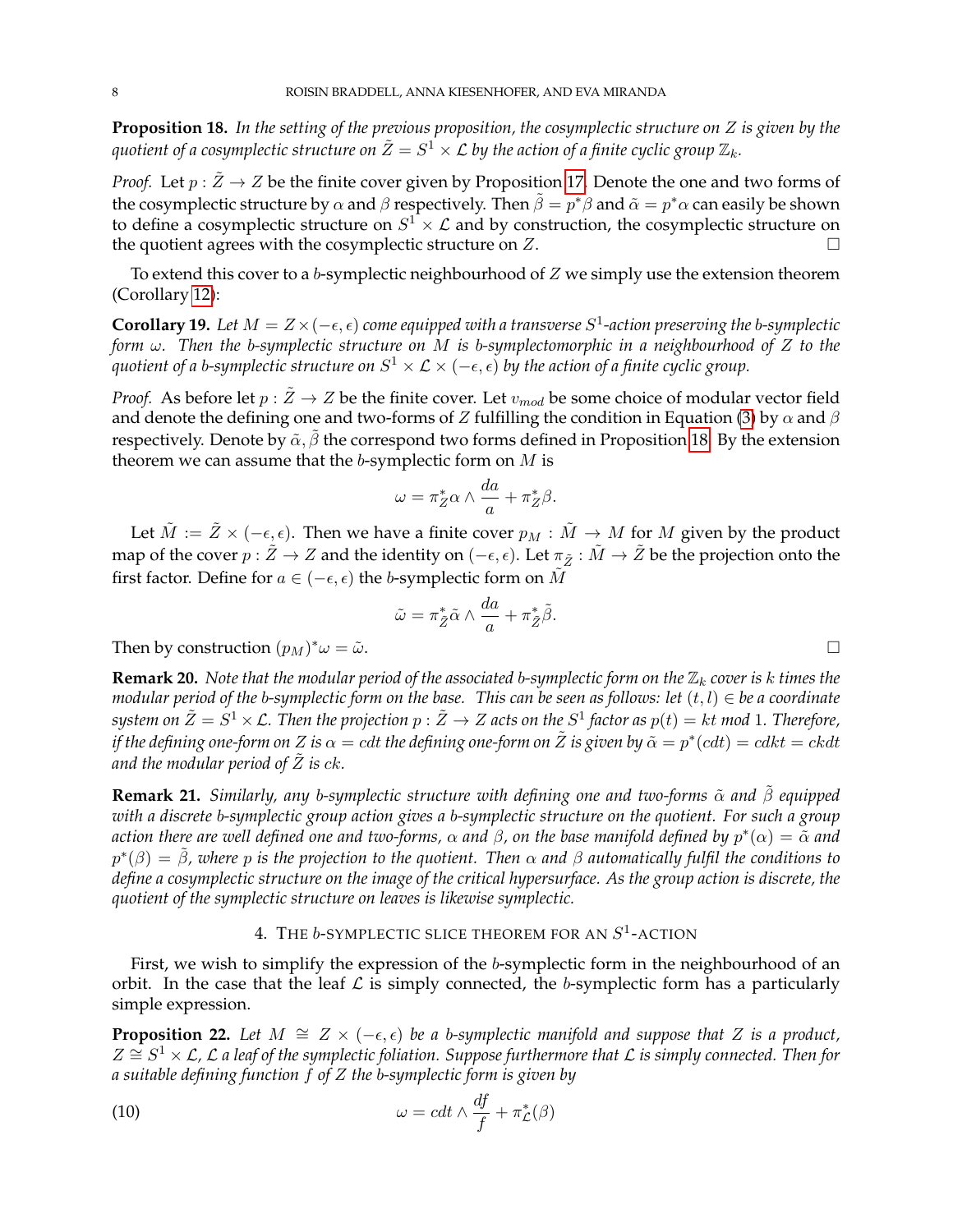**Proposition 18.** *In the setting of the previous proposition, the cosymplectic structure on $Z$ is given by the quotient of a cosymplectic structure on $\tilde{Z} = S^1 \times \mathcal{L}$ by the action of a finite cyclic group $\mathbb{Z}_k$.*

*Proof.* Let $p : \tilde{Z} \to Z$ be the finite cover given by Proposition 17. Denote the one and two forms of the cosymplectic structure by $\alpha$ and $\beta$ respectively. Then $\tilde{\beta} = p^*\beta$ and $\tilde{\alpha} = p^*\alpha$ can easily be shown to define a cosymplectic structure on $S^1 \times \mathcal{L}$ and by construction, the cosymplectic structure on the quotient agrees with the cosymplectic structure on $Z$. □

To extend this cover to a $b$-symplectic neighbourhood of $Z$ we simply use the extension theorem (Corollary 12):

**Corollary 19.** *Let $M = Z \times (-\epsilon, \epsilon)$ come equipped with a transverse $S^1$-action preserving the $b$-symplectic form $\omega$. Then the $b$-symplectic structure on $M$ is $b$-symplectomorphic in a neighbourhood of $Z$ to the quotient of a $b$-symplectic structure on $S^1 \times \mathcal{L} \times (-\epsilon, \epsilon)$ by the action of a finite cyclic group.*

*Proof.* As before let $p : \tilde{Z} \to Z$ be the finite cover. Let $v_{mod}$ be some choice of modular vector field and denote the defining one and two-forms of $Z$ fulfilling the condition in Equation (3) by $\alpha$ and $\beta$ respectively. Denote by $\tilde{\alpha}, \tilde{\beta}$ the correspond two forms defined in Proposition 18. By the extension theorem we can assume that the $b$-symplectic form on $M$ is

$$\omega = \pi_Z^*\alpha \wedge \frac{da}{a} + \pi_Z^*\beta.$$

Let $\tilde{M} := \tilde{Z} \times (-\epsilon, \epsilon)$. Then we have a finite cover $p_M : \tilde{M} \to M$ for $M$ given by the product map of the cover $p : \tilde{Z} \to Z$ and the identity on $(-\epsilon, \epsilon)$. Let $\pi_{\tilde{Z}} : \tilde{M} \to \tilde{Z}$ be the projection onto the first factor. Define for $a \in (-\epsilon, \epsilon)$ the $b$-symplectic form on $\tilde{M}$

$$\tilde{\omega} = \pi_{\tilde{Z}}^*\tilde{\alpha} \wedge \frac{da}{a} + \pi_{\tilde{Z}}^*\tilde{\beta}.$$

Then by construction $(p_M)^*\omega = \tilde{\omega}$. □

**Remark 20.** *Note that the modular period of the associated $b$-symplectic form on the $\mathbb{Z}_k$ cover is $k$ times the modular period of the $b$-symplectic form on the base. This can be seen as follows: let $(t, l) \in$ be a coordinate system on $\tilde{Z} = S^1 \times \mathcal{L}$. Then the projection $p : \tilde{Z} \to Z$ acts on the $S^1$ factor as $p(t) = kt$ mod 1. Therefore, if the defining one-form on $Z$ is $\alpha = cdt$ the defining one-form on $\tilde{Z}$ is given by $\tilde{\alpha} = p^*(cdt) = cdkt = ckdt$ and the modular period of $\tilde{Z}$ is $ck$.*

**Remark 21.** *Similarly, any $b$-symplectic structure with defining one and two-forms $\tilde{\alpha}$ and $\tilde{\beta}$ equipped with a discrete $b$-symplectic group action gives a $b$-symplectic structure on the quotient. For such a group action there are well defined one and two-forms, $\alpha$ and $\beta$, on the base manifold defined by $p^*(\alpha) = \tilde{\alpha}$ and $p^*(\beta) = \tilde{\beta}$, where $p$ is the projection to the quotient. Then $\alpha$ and $\beta$ automatically fulfil the conditions to define a cosymplectic structure on the image of the critical hypersurface. As the group action is discrete, the quotient of the symplectic structure on leaves is likewise symplectic.*

## 4. The $b$-symplectic slice theorem for an $S^1$-action

First, we wish to simplify the expression of the $b$-symplectic form in the neighbourhood of an orbit. In the case that the leaf $\mathcal{L}$ is simply connected, the $b$-symplectic form has a particularly simple expression.

**Proposition 22.** *Let $M \cong Z \times (-\epsilon, \epsilon)$ be a $b$-symplectic manifold and suppose that $Z$ is a product, $Z \cong S^1 \times \mathcal{L}$, $\mathcal{L}$ a leaf of the symplectic foliation. Suppose furthermore that $\mathcal{L}$ is simply connected. Then for a suitable defining function $f$ of $Z$ the $b$-symplectic form is given by*

$$\omega = cdt \wedge \frac{df}{f} + \pi_{\mathcal{L}}^*(\beta) \tag{10}$$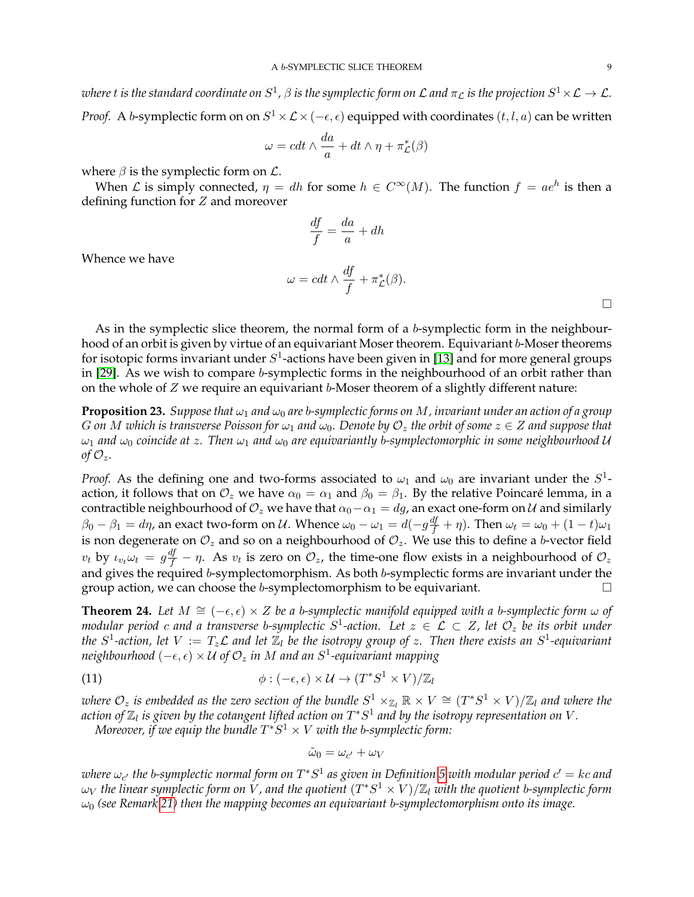*where $t$ is the standard coordinate on $S^1$, $\beta$ is the symplectic form on $\mathcal{L}$ and $\pi_{\mathcal{L}}$ is the projection $S^1 \times \mathcal{L} \to \mathcal{L}$.*

*Proof.* A $b$-symplectic form on on $S^1 \times \mathcal{L} \times (-\epsilon, \epsilon)$ equipped with coordinates $(t, l, a)$ can be written

$$\omega = cdt \wedge \frac{da}{a} + dt \wedge \eta + \pi_{\mathcal{L}}^*(\beta)$$

where $\beta$ is the symplectic form on $\mathcal{L}$.

When $\mathcal{L}$ is simply connected, $\eta = dh$ for some $h \in C^\infty(M)$. The function $f = ae^h$ is then a defining function for $Z$ and moreover

$$\frac{df}{f} = \frac{da}{a} + dh$$

Whence we have

$$\omega = cdt \wedge \frac{df}{f} + \pi_{\mathcal{L}}^*(\beta).$$

□

As in the symplectic slice theorem, the normal form of a $b$-symplectic form in the neighbourhood of an orbit is given by virtue of an equivariant Moser theorem. Equivariant $b$-Moser theorems for isotopic forms invariant under $S^1$-actions have been given in [13] and for more general groups in [29]. As we wish to compare $b$-symplectic forms in the neighbourhood of an orbit rather than on the whole of $Z$ we require an equivariant $b$-Moser theorem of a slightly different nature:

**Proposition 23.** *Suppose that $\omega_1$ and $\omega_0$ are $b$-symplectic forms on $M$, invariant under an action of a group $G$ on $M$ which is transverse Poisson for $\omega_1$ and $\omega_0$. Denote by $\mathcal{O}_z$ the orbit of some $z \in Z$ and suppose that $\omega_1$ and $\omega_0$ coincide at $z$. Then $\omega_1$ and $\omega_0$ are equivariantly $b$-symplectomorphic in some neighbourhood $\mathcal{U}$ of $\mathcal{O}_z$.*

*Proof.* As the defining one and two-forms associated to $\omega_1$ and $\omega_0$ are invariant under the $S^1$-action, it follows that on $\mathcal{O}_z$ we have $\alpha_0 = \alpha_1$ and $\beta_0 = \beta_1$. By the relative Poincaré lemma, in a contractible neighbourhood of $\mathcal{O}_z$ we have that $\alpha_0 - \alpha_1 = dg$, an exact one-form on $\mathcal{U}$ and similarly $\beta_0 - \beta_1 = d\eta$, an exact two-form on $\mathcal{U}$. Whence $\omega_0 - \omega_1 = d(-g\frac{df}{f} + \eta)$. Then $\omega_t = \omega_0 + (1-t)\omega_1$ is non degenerate on $\mathcal{O}_z$ and so on a neighbourhood of $\mathcal{O}_z$. We use this to define a $b$-vector field $v_t$ by $\iota_{v_t}\omega_t = g\frac{df}{f} - \eta$. As $v_t$ is zero on $\mathcal{O}_z$, the time-one flow exists in a neighbourhood of $\mathcal{O}_z$ and gives the required $b$-symplectomorphism. As both $b$-symplectic forms are invariant under the group action, we can choose the $b$-symplectomorphism to be equivariant. □

**Theorem 24.** *Let $M \cong (-\epsilon, \epsilon) \times Z$ be a $b$-symplectic manifold equipped with a $b$-symplectic form $\omega$ of modular period $c$ and a transverse $b$-symplectic $S^1$-action. Let $z \in \mathcal{L} \subset Z$, let $\mathcal{O}_z$ be its orbit under the $S^1$-action, let $V := T_z\mathcal{L}$ and let $\mathbb{Z}_l$ be the isotropy group of $z$. Then there exists an $S^1$-equivariant neighbourhood $(-\epsilon, \epsilon) \times \mathcal{U}$ of $\mathcal{O}_z$ in $M$ and an $S^1$-equivariant mapping*

$$\phi : (-\epsilon, \epsilon) \times \mathcal{U} \to (T^*S^1 \times V)/\mathbb{Z}_l \tag{11}$$

*where $\mathcal{O}_z$ is embedded as the zero section of the bundle $S^1 \times_{\mathbb{Z}_l} \mathbb{R} \times V \cong (T^*S^1 \times V)/\mathbb{Z}_l$ and where the action of $\mathbb{Z}_l$ is given by the cotangent lifted action on $T^*S^1$ and by the isotropy representation on $V$.*

*Moreover, if we equip the bundle $T^*S^1 \times V$ with the $b$-symplectic form:*

$$\tilde{\omega}_0 = \omega_{c'} + \omega_V$$

*where $\omega_{c'}$ the $b$-symplectic normal form on $T^*S^1$ as given in Definition 5 with modular period $c' = kc$ and $\omega_V$ the linear symplectic form on $V$, and the quotient $(T^*S^1 \times V)/\mathbb{Z}_l$ with the quotient $b$-symplectic form $\omega_0$ (see Remark 21) then the mapping becomes an equivariant $b$-symplectomorphism onto its image.*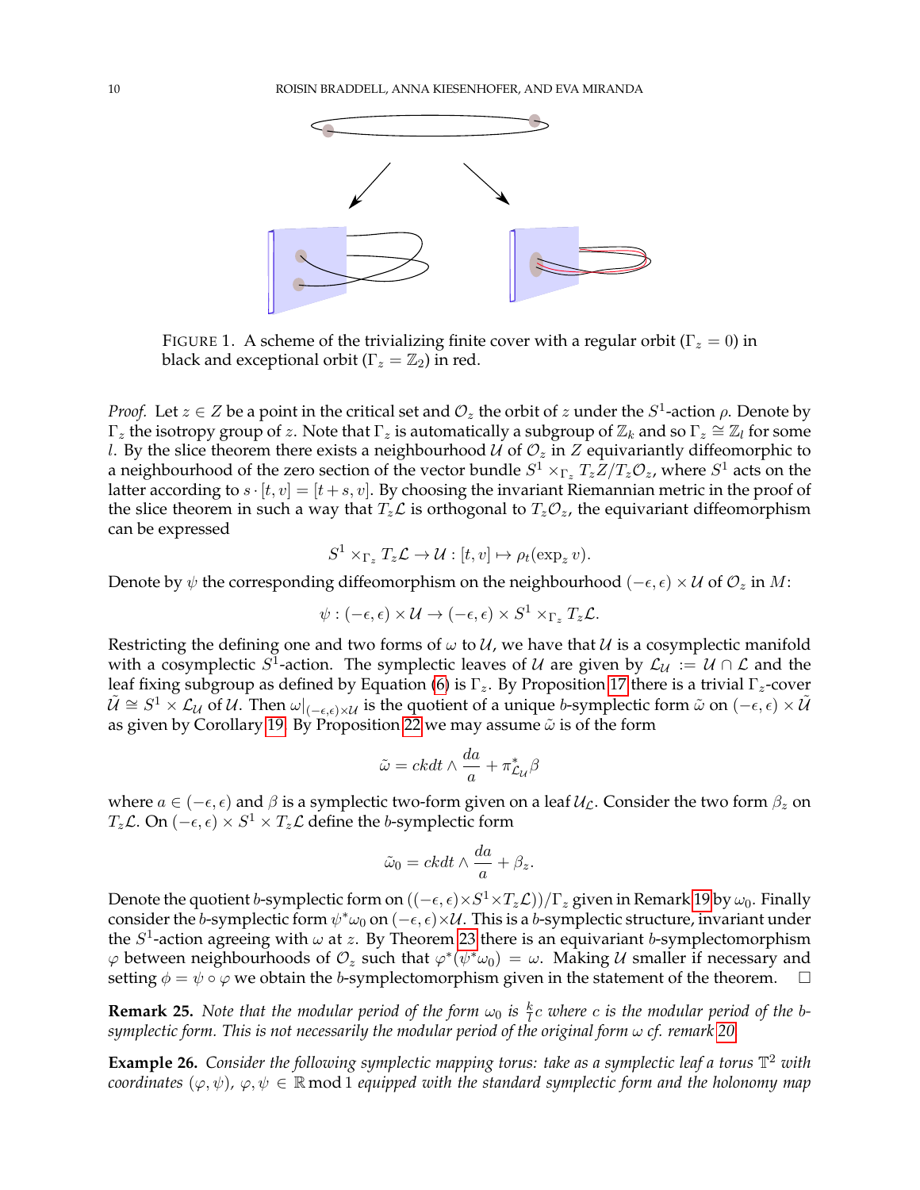FIGURE 1. A scheme of the trivializing finite cover with a regular orbit ($\Gamma_z = 0$) in black and exceptional orbit ($\Gamma_z = \mathbb{Z}_2$) in red.

*Proof.* Let $z \in Z$ be a point in the critical set and $\mathcal{O}_z$ the orbit of $z$ under the $S^1$-action $\rho$. Denote by $\Gamma_z$ the isotropy group of $z$. Note that $\Gamma_z$ is automatically a subgroup of $\mathbb{Z}_k$ and so $\Gamma_z \cong \mathbb{Z}_l$ for some $l$. By the slice theorem there exists a neighbourhood $\mathcal{U}$ of $\mathcal{O}_z$ in $Z$ equivariantly diffeomorphic to a neighbourhood of the zero section of the vector bundle $S^1 \times_{\Gamma_z} T_zZ/T_z\mathcal{O}_z$, where $S^1$ acts on the latter according to $s \cdot [t, v] = [t + s, v]$. By choosing the invariant Riemannian metric in the proof of the slice theorem in such a way that $T_z\mathcal{L}$ is orthogonal to $T_z\mathcal{O}_z$, the equivariant diffeomorphism can be expressed

$$S^1 \times_{\Gamma_z} T_z\mathcal{L} \to \mathcal{U} : [t, v] \mapsto \rho_t(\exp_z v).$$

Denote by $\psi$ the corresponding diffeomorphism on the neighbourhood $(-\epsilon, \epsilon) \times \mathcal{U}$ of $\mathcal{O}_z$ in $M$:

$$\psi : (-\epsilon, \epsilon) \times \mathcal{U} \to (-\epsilon, \epsilon) \times S^1 \times_{\Gamma_z} T_z\mathcal{L}.$$

Restricting the defining one and two forms of $\omega$ to $\mathcal{U}$, we have that $\mathcal{U}$ is a cosymplectic manifold with a cosymplectic $S^1$-action. The symplectic leaves of $\mathcal{U}$ are given by $\mathcal{L}_\mathcal{U} := \mathcal{U} \cap \mathcal{L}$ and the leaf fixing subgroup as defined by Equation (6) is $\Gamma_z$. By Proposition 17 there is a trivial $\Gamma_z$-cover $\tilde{\mathcal{U}} \cong S^1 \times \mathcal{L}_\mathcal{U}$ of $\mathcal{U}$. Then $\omega|_{(-\epsilon,\epsilon)\times\mathcal{U}}$ is the quotient of a unique $b$-symplectic form $\tilde{\omega}$ on $(-\epsilon, \epsilon) \times \tilde{\mathcal{U}}$ as given by Corollary 19. By Proposition 22 we may assume $\tilde{\omega}$ is of the form

$$\tilde{\omega} = ckdt \wedge \frac{da}{a} + \pi^*_{\mathcal{L}_\mathcal{U}}\beta$$

where $a \in (-\epsilon, \epsilon)$ and $\beta$ is a symplectic two-form given on a leaf $\mathcal{U}_\mathcal{L}$. Consider the two form $\beta_z$ on $T_z\mathcal{L}$. On $(-\epsilon, \epsilon) \times S^1 \times T_z\mathcal{L}$ define the $b$-symplectic form

$$\tilde{\omega}_0 = ckdt \wedge \frac{da}{a} + \beta_z.$$

Denote the quotient $b$-symplectic form on $((-\epsilon, \epsilon) \times S^1 \times T_z\mathcal{L}))/\Gamma_z$ given in Remark 19 by $\omega_0$. Finally consider the $b$-symplectic form $\psi^*\omega_0$ on $(-\epsilon, \epsilon) \times \mathcal{U}$. This is a $b$-symplectic structure, invariant under the $S^1$-action agreeing with $\omega$ at $z$. By Theorem 23 there is an equivariant $b$-symplectomorphism $\varphi$ between neighbourhoods of $\mathcal{O}_z$ such that $\varphi^*(\psi^*\omega_0) = \omega$. Making $\mathcal{U}$ smaller if necessary and setting $\phi = \psi \circ \varphi$ we obtain the $b$-symplectomorphism given in the statement of the theorem. □

**Remark 25.** *Note that the modular period of the form $\omega_0$ is $\frac{k}{l}c$ where $c$ is the modular period of the $b$-symplectic form. This is not necessarily the modular period of the original form $\omega$ cf. remark 20.*

**Example 26.** *Consider the following symplectic mapping torus: take as a symplectic leaf a torus $\mathbb{T}^2$ with coordinates $(\varphi, \psi)$, $\varphi, \psi \in \mathbb{R} \bmod 1$ equipped with the standard symplectic form and the holonomy map*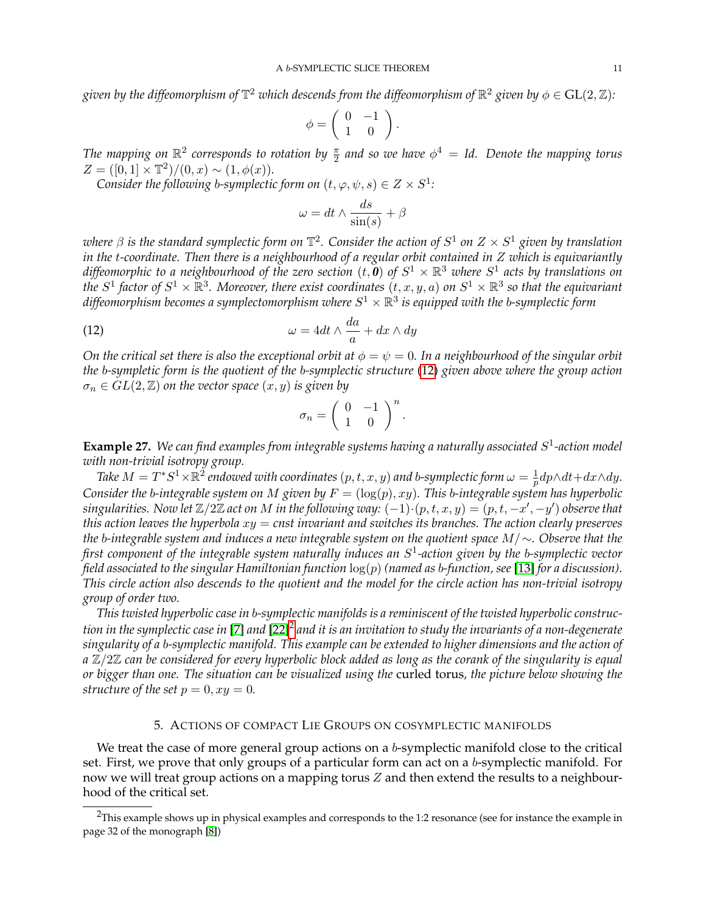*given by the diffeomorphism of $\mathbb{T}^2$ which descends from the diffeomorphism of $\mathbb{R}^2$ given by $\phi \in \mathrm{GL}(2,\mathbb{Z})$:*

$$\phi = \begin{pmatrix} 0 & -1 \\ 1 & 0 \end{pmatrix}.$$

*The mapping on $\mathbb{R}^2$ corresponds to rotation by $\frac{\pi}{2}$ and so we have $\phi^4 = Id$. Denote the mapping torus $Z = ([0,1] \times \mathbb{T}^2)/(0,x) \sim (1, \phi(x))$.*

*Consider the following b-symplectic form on $(t, \varphi, \psi, s) \in Z \times S^1$:*

$$\omega = dt \wedge \frac{ds}{\sin(s)} + \beta$$

*where $\beta$ is the standard symplectic form on $\mathbb{T}^2$. Consider the action of $S^1$ on $Z \times S^1$ given by translation in the t-coordinate. Then there is a neighbourhood of a regular orbit contained in $Z$ which is equivariantly diffeomorphic to a neighbourhood of the zero section $(t, \mathbf{0})$ of $S^1 \times \mathbb{R}^3$ where $S^1$ acts by translations on the $S^1$ factor of $S^1 \times \mathbb{R}^3$. Moreover, there exist coordinates $(t, x, y, a)$ on $S^1 \times \mathbb{R}^3$ so that the equivariant diffeomorphism becomes a symplectomorphism where $S^1 \times \mathbb{R}^3$ is equipped with the b-symplectic form*

$$\omega = 4dt \wedge \frac{da}{a} + dx \wedge dy \tag{12}$$

*On the critical set there is also the exceptional orbit at $\phi = \psi = 0$. In a neighbourhood of the singular orbit the b-sympletic form is the quotient of the b-symplectic structure (12) given above where the group action $\sigma_n \in GL(2,\mathbb{Z})$ on the vector space $(x, y)$ is given by*

$$\sigma_n = \begin{pmatrix} 0 & -1 \\ 1 & 0 \end{pmatrix}^n.$$

**Example 27.** *We can find examples from integrable systems having a naturally associated $S^1$-action model with non-trivial isotropy group.*

*Take $M = T^*S^1 \times \mathbb{R}^2$ endowed with coordinates $(p, t, x, y)$ and b-symplectic form $\omega = \frac{1}{p} dp \wedge dt + dx \wedge dy$. Consider the b-integrable system on $M$ given by $F = (\log(p), xy)$. This b-integrable system has hyperbolic singularities. Now let $\mathbb{Z}/2\mathbb{Z}$ act on $M$ in the following way: $(-1) \cdot (p, t, x, y) = (p, t, -x', -y')$ observe that this action leaves the hyperbola $xy = cnst$ invariant and switches its branches. The action clearly preserves the b-integrable system and induces a new integrable system on the quotient space $M/\sim$. Observe that the first component of the integrable system naturally induces an $S^1$-action given by the b-symplectic vector field associated to the singular Hamiltonian function $\log(p)$ (named as b-function, see [13] for a discussion). This circle action also descends to the quotient and the model for the circle action has non-trivial isotropy group of order two.*

*This twisted hyperbolic case in b-symplectic manifolds is a reminiscent of the twisted hyperbolic construction in the symplectic case in [7] and [22][2] and it is an invitation to study the invariants of a non-degenerate singularity of a b-symplectic manifold. This example can be extended to higher dimensions and the action of a $\mathbb{Z}/2\mathbb{Z}$ can be considered for every hyperbolic block added as long as the corank of the singularity is equal or bigger than one. The situation can be visualized using the* curled torus*, the picture below showing the structure of the set $p = 0, xy = 0$.*

## 5. Actions of compact Lie groups on cosymplectic manifolds

We treat the case of more general group actions on a $b$-symplectic manifold close to the critical set. First, we prove that only groups of a particular form can act on a $b$-symplectic manifold. For now we will treat group actions on a mapping torus $Z$ and then extend the results to a neighbourhood of the critical set.

[2] This example shows up in physical examples and corresponds to the 1:2 resonance (see for instance the example in page 32 of the monograph [8])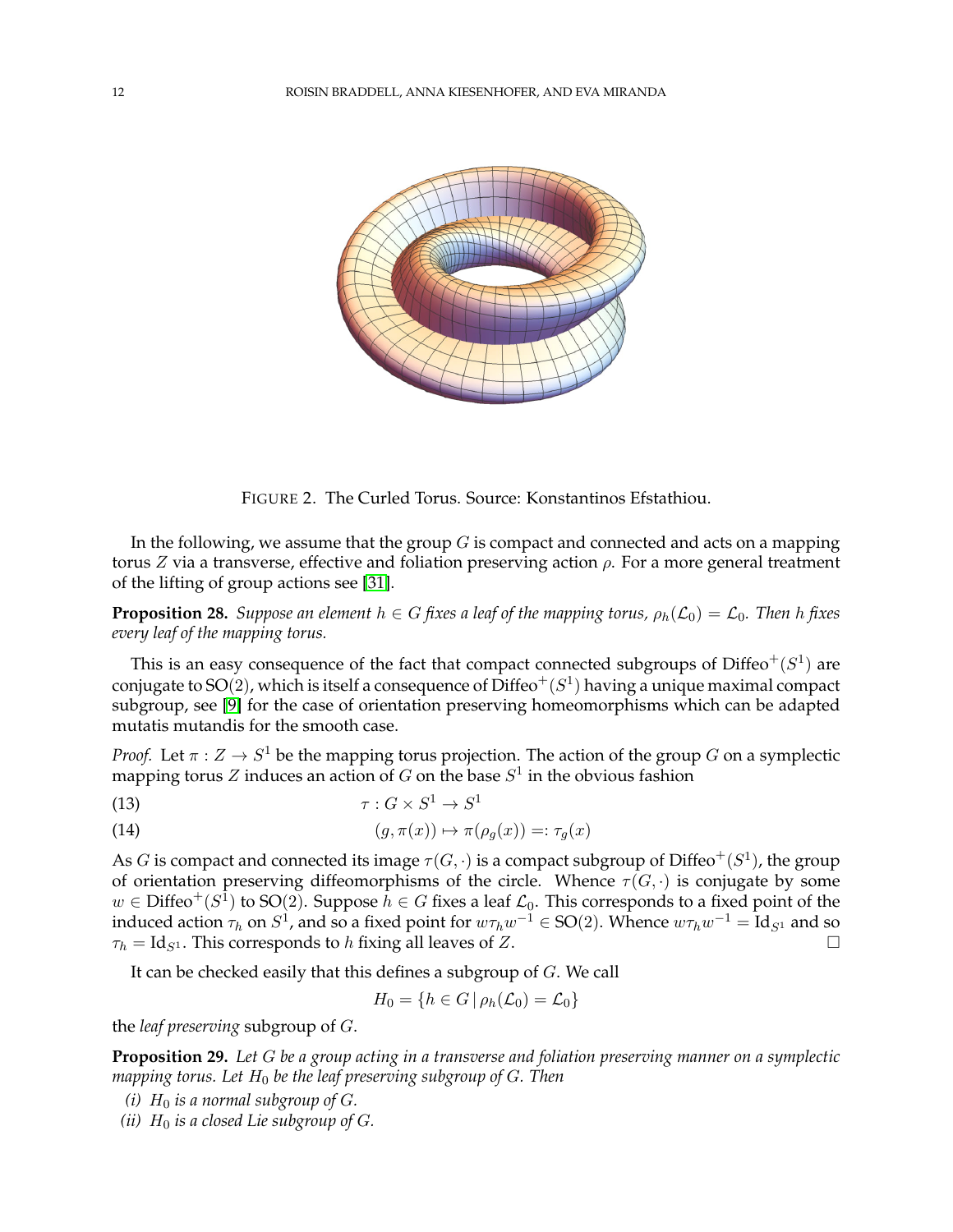FIGURE 2. The Curled Torus. Source: Konstantinos Efstathiou.

In the following, we assume that the group $G$ is compact and connected and acts on a mapping torus $Z$ via a transverse, effective and foliation preserving action $\rho$. For a more general treatment of the lifting of group actions see [31].

**Proposition 28.** *Suppose an element $h \in G$ fixes a leaf of the mapping torus, $\rho_h(\mathcal{L}_0) = \mathcal{L}_0$. Then $h$ fixes every leaf of the mapping torus.*

This is an easy consequence of the fact that compact connected subgroups of $\text{Diffeo}^+(S^1)$ are conjugate to $\text{SO}(2)$, which is itself a consequence of $\text{Diffeo}^+(S^1)$ having a unique maximal compact subgroup, see [9] for the case of orientation preserving homeomorphisms which can be adapted mutatis mutandis for the smooth case.

*Proof.* Let $\pi : Z \to S^1$ be the mapping torus projection. The action of the group $G$ on a symplectic mapping torus $Z$ induces an action of $G$ on the base $S^1$ in the obvious fashion

$$\tau : G \times S^1 \to S^1 \tag{13}$$

$$(g, \pi(x)) \mapsto \pi(\rho_g(x)) =: \tau_g(x) \tag{14}$$

As $G$ is compact and connected its image $\tau(G, \cdot)$ is a compact subgroup of $\text{Diffeo}^+(S^1)$, the group of orientation preserving diffeomorphisms of the circle. Whence $\tau(G, \cdot)$ is conjugate by some $w \in \text{Diffeo}^+(S^1)$ to $\text{SO}(2)$. Suppose $h \in G$ fixes a leaf $\mathcal{L}_0$. This corresponds to a fixed point of the induced action $\tau_h$ on $S^1$, and so a fixed point for $w\tau_h w^{-1} \in \text{SO}(2)$. Whence $w\tau_h w^{-1} = \text{Id}_{S^1}$ and so $\tau_h = \text{Id}_{S^1}$. This corresponds to $h$ fixing all leaves of $Z$. □

It can be checked easily that this defines a subgroup of $G$. We call

$$H_0 = \{h \in G \,|\, \rho_h(\mathcal{L}_0) = \mathcal{L}_0\}$$

the *leaf preserving* subgroup of $G$.

**Proposition 29.** *Let $G$ be a group acting in a transverse and foliation preserving manner on a symplectic mapping torus. Let $H_0$ be the leaf preserving subgroup of $G$. Then*

*(i) $H_0$ is a normal subgroup of $G$.*
*(ii) $H_0$ is a closed Lie subgroup of $G$.*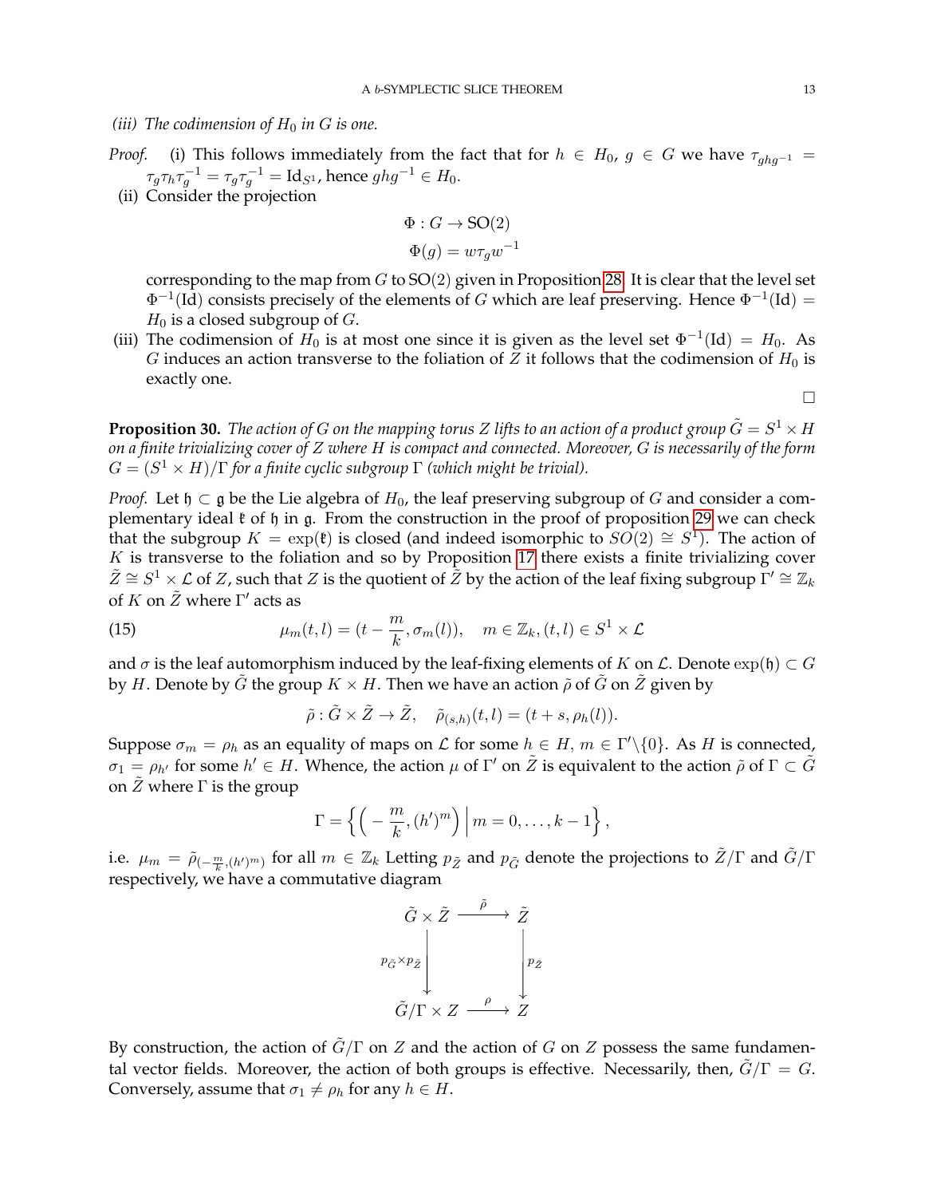*(iii) The codimension of $H_0$ in $G$ is one.*

*Proof.* (i) This follows immediately from the fact that for $h \in H_0$, $g \in G$ we have $\tau_{ghg^{-1}} = \tau_g \tau_h \tau_g^{-1} = \tau_g \tau_g^{-1} = \mathrm{Id}_{S^1}$, hence $ghg^{-1} \in H_0$.

(ii) Consider the projection

$$\Phi : G \to \mathrm{SO}(2)$$
$$\Phi(g) = w\tau_g w^{-1}$$

corresponding to the map from $G$ to $\mathrm{SO}(2)$ given in Proposition 28. It is clear that the level set $\Phi^{-1}(\mathrm{Id})$ consists precisely of the elements of $G$ which are leaf preserving. Hence $\Phi^{-1}(\mathrm{Id}) = H_0$ is a closed subgroup of $G$.

(iii) The codimension of $H_0$ is at most one since it is given as the level set $\Phi^{-1}(\mathrm{Id}) = H_0$. As $G$ induces an action transverse to the foliation of $Z$ it follows that the codimension of $H_0$ is exactly one.

□

**Proposition 30.** *The action of $G$ on the mapping torus $Z$ lifts to an action of a product group $\tilde{G} = S^1 \times H$ on a finite trivializing cover of $Z$ where $H$ is compact and connected. Moreover, $G$ is necessarily of the form $G = (S^1 \times H)/\Gamma$ for a finite cyclic subgroup $\Gamma$ (which might be trivial).*

*Proof.* Let $\mathfrak{h} \subset \mathfrak{g}$ be the Lie algebra of $H_0$, the leaf preserving subgroup of $G$ and consider a complementary ideal $\mathfrak{k}$ of $\mathfrak{h}$ in $\mathfrak{g}$. From the construction in the proof of proposition 29 we can check that the subgroup $K = \exp(\mathfrak{k})$ is closed (and indeed isomorphic to $SO(2) \cong S^1$). The action of $K$ is transverse to the foliation and so by Proposition 17 there exists a finite trivializing cover $\tilde{Z} \cong S^1 \times \mathcal{L}$ of $Z$, such that $Z$ is the quotient of $\tilde{Z}$ by the action of the leaf fixing subgroup $\Gamma' \cong \mathbb{Z}_k$ of $K$ on $\tilde{Z}$ where $\Gamma'$ acts as

$$\mu_m(t,l) = (t - \frac{m}{k}, \sigma_m(l)), \quad m \in \mathbb{Z}_k, (t,l) \in S^1 \times \mathcal{L} \tag{15}$$

and $\sigma$ is the leaf automorphism induced by the leaf-fixing elements of $K$ on $\mathcal{L}$. Denote $\exp(\mathfrak{h}) \subset G$ by $H$. Denote by $\tilde{G}$ the group $K \times H$. Then we have an action $\tilde{\rho}$ of $\tilde{G}$ on $\tilde{Z}$ given by

$$\tilde{\rho} : \tilde{G} \times \tilde{Z} \to \tilde{Z}, \quad \tilde{\rho}_{(s,h)}(t,l) = (t+s, \rho_h(l)).$$

Suppose $\sigma_m = \rho_h$ as an equality of maps on $\mathcal{L}$ for some $h \in H$, $m \in \Gamma' \backslash \{0\}$. As $H$ is connected, $\sigma_1 = \rho_{h'}$ for some $h' \in H$. Whence, the action $\mu$ of $\Gamma'$ on $\tilde{Z}$ is equivalent to the action $\tilde{\rho}$ of $\Gamma \subset \tilde{G}$ on $\tilde{Z}$ where $\Gamma$ is the group

$$\Gamma = \left\{ \left( -\frac{m}{k}, (h')^m \right) \,\Big|\, m = 0, \ldots, k-1 \right\},$$

i.e. $\mu_m = \tilde{\rho}_{(-\frac{m}{k},(h')^m)}$ for all $m \in \mathbb{Z}_k$ Letting $p_{\tilde{Z}}$ and $p_{\tilde{G}}$ denote the projections to $\tilde{Z}/\Gamma$ and $\tilde{G}/\Gamma$ respectively, we have a commutative diagram

$$\begin{array}{ccc} \tilde{G} \times \tilde{Z} & \xrightarrow{\tilde{\rho}} & \tilde{Z} \\ \downarrow{\scriptstyle p_{\tilde{G}} \times p_{\tilde{Z}}} & & \downarrow{\scriptstyle p_{\tilde{Z}}} \\ \tilde{G}/\Gamma \times Z & \xrightarrow{\rho} & Z \end{array}$$

By construction, the action of $\tilde{G}/\Gamma$ on $Z$ and the action of $G$ on $Z$ possess the same fundamental vector fields. Moreover, the action of both groups is effective. Necessarily, then, $\tilde{G}/\Gamma = G$. Conversely, assume that $\sigma_1 \neq \rho_h$ for any $h \in H$.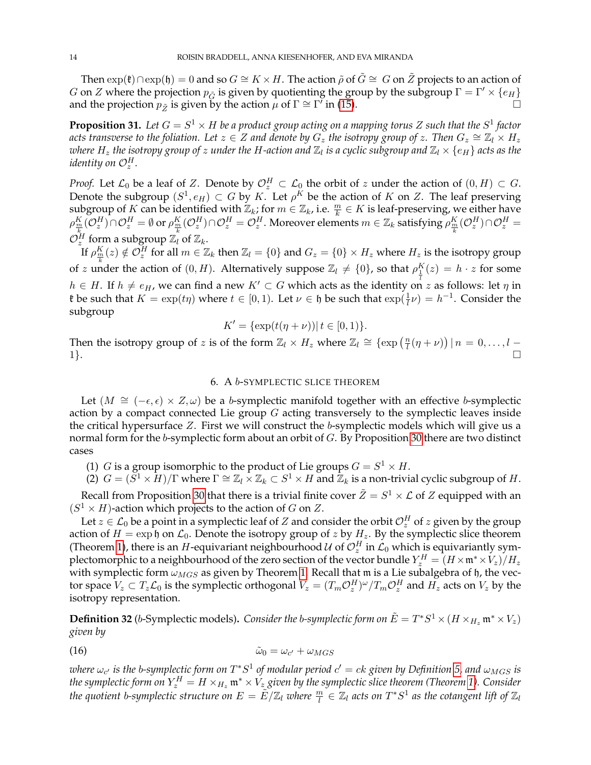Then $\exp(\mathfrak{k}) \cap \exp(\mathfrak{h}) = 0$ and so $G \cong K \times H$. The action $\tilde{\rho}$ of $\tilde{G} \cong G$ on $\tilde{Z}$ projects to an action of $G$ on $Z$ where the projection $p_{\tilde{G}}$ is given by quotienting the group by the subgroup $\Gamma = \Gamma' \times \{e_H\}$ and the projection $p_{\tilde{Z}}$ is given by the action $\mu$ of $\Gamma \cong \Gamma'$ in (15). □

**Proposition 31.** *Let $G = S^1 \times H$ be a product group acting on a mapping torus $Z$ such that the $S^1$ factor acts transverse to the foliation. Let $z \in Z$ and denote by $G_z$ the isotropy group of $z$. Then $G_z \cong \mathbb{Z}_l \times H_z$ where $H_z$ the isotropy group of $z$ under the $H$-action and $\mathbb{Z}_l$ is a cyclic subgroup and $\mathbb{Z}_l \times \{e_H\}$ acts as the identity on $\mathcal{O}_z^H$.*

*Proof.* Let $\mathcal{L}_0$ be a leaf of $Z$. Denote by $\mathcal{O}_z^H \subset \mathcal{L}_0$ the orbit of $z$ under the action of $(0, H) \subset G$. Denote the subgroup $(S^1, e_H) \subset G$ by $K$. Let $\rho^K$ be the action of $K$ on $Z$. The leaf preserving subgroup of $K$ can be identified with $\mathbb{Z}_k$; for $m \in \mathbb{Z}_k$, i.e. $\frac{m}{k} \in K$ is leaf-preserving, we either have $\rho^K_{\frac{m}{k}}(\mathcal{O}_z^H) \cap \mathcal{O}_z^H = \emptyset$ or $\rho^K_{\frac{m}{k}}(\mathcal{O}_z^H) \cap \mathcal{O}_z^H = \mathcal{O}_z^H$. Moreover elements $m \in \mathbb{Z}_k$ satisfying $\rho^K_{\frac{m}{k}}(\mathcal{O}_z^H) \cap \mathcal{O}_z^H = \mathcal{O}_z^H$ form a subgroup $\mathbb{Z}_l$ of $\mathbb{Z}_k$.

If $\rho^K_{\frac{m}{k}}(z) \notin \mathcal{O}_z^H$ for all $m \in \mathbb{Z}_k$ then $\mathbb{Z}_l = \{0\}$ and $G_z = \{0\} \times H_z$ where $H_z$ is the isotropy group of $z$ under the action of $(0, H)$. Alternatively suppose $\mathbb{Z}_l \neq \{0\}$, so that $\rho^K_{\frac{1}{l}}(z) = h \cdot z$ for some $h \in H$. If $h \neq e_H$, we can find a new $K' \subset G$ which acts as the identity on $z$ as follows: let $\eta$ in $\mathfrak{k}$ be such that $K = \exp(t\eta)$ where $t \in [0, 1)$. Let $\nu \in \mathfrak{h}$ be such that $\exp(\frac{1}{l}\nu) = h^{-1}$. Consider the subgroup

$$K' = \{\exp(t(\eta + \nu)) | \, t \in [0, 1)\}.$$

Then the isotropy group of $z$ is of the form $\mathbb{Z}_l \times H_z$ where $\mathbb{Z}_l \cong \{\exp\left(\frac{n}{l}(\eta + \nu)\right) | \, n = 0, \ldots, l-1\}$. □

## 6. A $b$-symplectic slice theorem

Let $(M \cong (-\epsilon, \epsilon) \times Z, \omega)$ be a $b$-symplectic manifold together with an effective $b$-symplectic action by a compact connected Lie group $G$ acting transversely to the symplectic leaves inside the critical hypersurface $Z$. First we will construct the $b$-symplectic models which will give us a normal form for the $b$-symplectic form about an orbit of $G$. By Proposition 30 there are two distinct cases

(1) $G$ is a group isomorphic to the product of Lie groups $G = S^1 \times H$.
(2) $G = (S^1 \times H)/\Gamma$ where $\Gamma \cong \mathbb{Z}_l \times \mathbb{Z}_k \subset S^1 \times H$ and $\mathbb{Z}_k$ is a non-trivial cyclic subgroup of $H$.

Recall from Proposition 30 that there is a trivial finite cover $\tilde{Z} = S^1 \times \mathcal{L}$ of $Z$ equipped with an $(S^1 \times H)$-action which projects to the action of $G$ on $Z$.

Let $z \in \mathcal{L}_0$ be a point in a symplectic leaf of $Z$ and consider the orbit $\mathcal{O}_z^H$ of $z$ given by the group action of $H = \exp \mathfrak{h}$ on $\mathcal{L}_0$. Denote the isotropy group of $z$ by $H_z$. By the symplectic slice theorem (Theorem 1), there is an $H$-equivariant neighbourhood $\mathcal{U}$ of $\mathcal{O}_z^H$ in $\mathcal{L}_0$ which is equivariantly symplectomorphic to a neighbourhood of the zero section of the vector bundle $Y_z^H = (H \times \mathfrak{m}^* \times V_z)/H_z$ with symplectic form $\omega_{MGS}$ as given by Theorem 1. Recall that $\mathfrak{m}$ is a Lie subalgebra of $\mathfrak{h}$, the vector space $V_z \subset T_z\mathcal{L}_0$ is the symplectic orthogonal $V_z = (T_m\mathcal{O}_z^H)^\omega / T_m\mathcal{O}_z^H$ and $H_z$ acts on $V_z$ by the isotropy representation.

**Definition 32** ($b$-Symplectic models)**.** *Consider the $b$-symplectic form on $\tilde{E} = T^*S^1 \times (H \times_{H_z} \mathfrak{m}^* \times V_z)$ given by*

$$\tilde{\omega}_0 = \omega_{c'} + \omega_{MGS} \tag{16}$$

*where $\omega_{c'}$ is the $b$-symplectic form on $T^*S^1$ of modular period $c' = ck$ given by Definition 5, and $\omega_{MGS}$ is the symplectic form on $Y_z^H = H \times_{H_z} \mathfrak{m}^* \times V_z$ given by the symplectic slice theorem (Theorem 1). Consider the quotient $b$-symplectic structure on $E = \tilde{E}/\mathbb{Z}_l$ where $\frac{m}{l} \in \mathbb{Z}_l$ acts on $T^*S^1$ as the cotangent lift of $\mathbb{Z}_l$*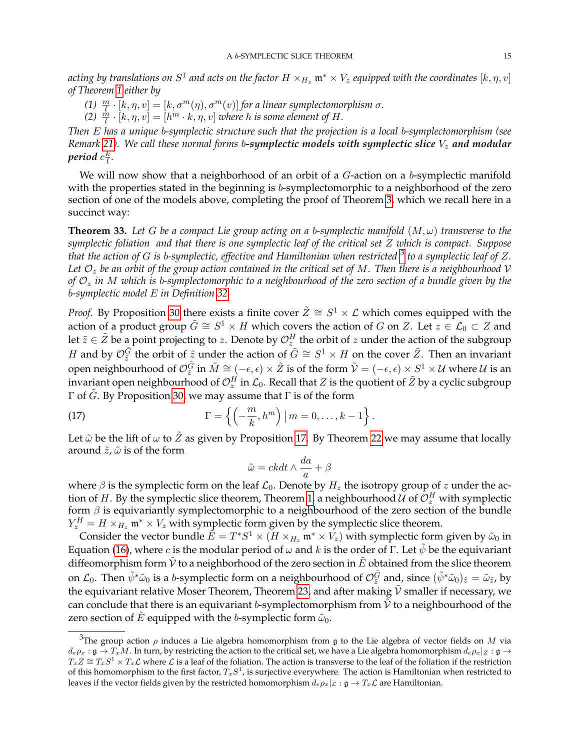*acting by translations on $S^1$ and acts on the factor $H \times_{H_z} \mathfrak{m}^* \times V_z$ equipped with the coordinates $[k, \eta, v]$ of Theorem 1 either by*

*(1) $\frac{m}{l} \cdot [k, \eta, v] = [k, \sigma^m(\eta), \sigma^m(v)]$ for a linear symplectomorphism $\sigma$.*
*(2) $\frac{m}{l} \cdot [k, \eta, v] = [h^m \cdot k, \eta, v]$ where $h$ is some element of $H$.*

*Then $E$ has a unique $b$-symplectic structure such that the projection is a local $b$-symplectomorphism (see Remark 21). We call these normal forms **$b$-symplectic models with symplectic slice $V_z$ and modular period $c\frac{k}{l}$**.*

We will now show that a neighborhood of an orbit of a $G$-action on a $b$-symplectic manifold with the properties stated in the beginning is $b$-symplectomorphic to a neighborhood of the zero section of one of the models above, completing the proof of Theorem 3, which we recall here in a succinct way:

**Theorem 33.** *Let $G$ be a compact Lie group acting on a $b$-symplectic manifold $(M, \omega)$ transverse to the symplectic foliation and that there is one symplectic leaf of the critical set $Z$ which is compact. Suppose that the action of $G$ is $b$-symplectic, effective and Hamiltonian when restricted [3] to a symplectic leaf of $Z$. Let $\mathcal{O}_z$ be an orbit of the group action contained in the critical set of $M$. Then there is a neighbourhood $\mathcal{V}$ of $\mathcal{O}_z$ in $M$ which is $b$-symplectomorphic to a neighbourhood of the zero section of a bundle given by the $b$-symplectic model $E$ in Definition 32.*

*Proof.* By Proposition 30 there exists a finite cover $\tilde{Z} \cong S^1 \times \mathcal{L}$ which comes equipped with the action of a product group $\tilde{G} \cong S^1 \times H$ which covers the action of $G$ on $Z$. Let $z \in \mathcal{L}_0 \subset Z$ and let $\tilde{z} \in \tilde{Z}$ be a point projecting to $z$. Denote by $\mathcal{O}_z^H$ the orbit of $z$ under the action of the subgroup $H$ and by $\mathcal{O}_{\tilde{z}}^{\tilde{G}}$ the orbit of $\tilde{z}$ under the action of $\tilde{G} \cong S^1 \times H$ on the cover $\tilde{Z}$. Then an invariant open neighbourhood of $\mathcal{O}_{\tilde{z}}^{\tilde{G}}$ in $\tilde{M} \cong (-\epsilon, \epsilon) \times \tilde{Z}$ is of the form $\tilde{\mathcal{V}} = (-\epsilon, \epsilon) \times S^1 \times \mathcal{U}$ where $\mathcal{U}$ is an invariant open neighbourhood of $\mathcal{O}_z^H$ in $\mathcal{L}_0$. Recall that $Z$ is the quotient of $\tilde{Z}$ by a cyclic subgroup $\Gamma$ of $\tilde{G}$. By Proposition 30, we may assume that $\Gamma$ is of the form

$$\Gamma = \left\{ \left( -\frac{m}{k}, h^m \right) \mid m = 0, \ldots, k-1 \right\}. \tag{17}$$

Let $\tilde{\omega}$ be the lift of $\omega$ to $\tilde{Z}$ as given by Proposition 17. By Theorem 22 we may assume that locally around $\tilde{z}$, $\tilde{\omega}$ is of the form

$$\tilde{\omega} = ckdt \wedge \frac{da}{a} + \beta$$

where $\beta$ is the symplectic form on the leaf $\mathcal{L}_0$. Denote by $H_z$ the isotropy group of $z$ under the action of $H$. By the symplectic slice theorem, Theorem 1, a neighbourhood $\mathcal{U}$ of $\mathcal{O}_z^H$ with symplectic form $\beta$ is equivariantly symplectomorphic to a neighbourhood of the zero section of the bundle $Y_z^H = H \times_{H_z} \mathfrak{m}^* \times V_z$ with symplectic form given by the symplectic slice theorem.

Consider the vector bundle $\tilde{E} = T^*S^1 \times (H \times_{H_z} \mathfrak{m}^* \times V_z)$ with symplectic form given by $\tilde{\omega}_0$ in Equation (16), where $c$ is the modular period of $\omega$ and $k$ is the order of $\Gamma$. Let $\tilde{\psi}$ be the equivariant diffeomorphism form $\tilde{\mathcal{V}}$ to a neighborhood of the zero section in $\tilde{E}$ obtained from the slice theorem on $\mathcal{L}_0$. Then $\tilde{\psi}^* \tilde{\omega}_0$ is a $b$-symplectic form on a neighbourhood of $\mathcal{O}_{\tilde{z}}^{\tilde{G}}$ and, since $(\tilde{\psi}^* \tilde{\omega}_0)_{\tilde{z}} = \tilde{\omega}_{\tilde{z}}$, by the equivariant relative Moser Theorem, Theorem 23, and after making $\tilde{\mathcal{V}}$ smaller if necessary, we can conclude that there is an equivariant $b$-symplectomorphism from $\tilde{\mathcal{V}}$ to a neighbourhood of the zero section of $\tilde{E}$ equipped with the $b$-symplectic form $\tilde{\omega}_0$.

---

[3] The group action $\rho$ induces a Lie algebra homomorphism from $\mathfrak{g}$ to the Lie algebra of vector fields on $M$ via $d_e\rho_x : \mathfrak{g} \to T_xM$. In turn, by restricting the action to the critical set, we have a Lie algebra homomorphism $d_e\rho_x|_Z : \mathfrak{g} \to T_xZ \cong T_xS^1 \times T_x\mathcal{L}$ where $\mathcal{L}$ is a leaf of the foliation. The action is transverse to the leaf of the foliation if the restriction of this homomorphism to the first factor, $T_xS^1$, is surjective everywhere. The action is Hamiltonian when restricted to leaves if the vector fields given by the restricted homomorphism $d_e\rho_x|_{\mathcal{L}} : \mathfrak{g} \to T_x\mathcal{L}$ are Hamiltonian.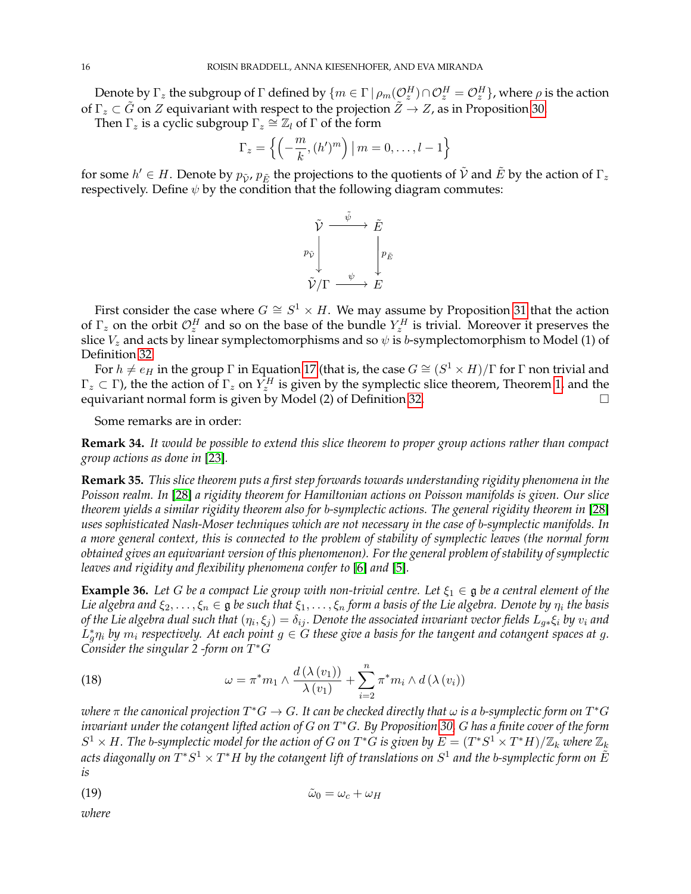Denote by $\Gamma_z$ the subgroup of $\Gamma$ defined by $\{m \in \Gamma \,|\, \rho_m(\mathcal{O}_z^H) \cap \mathcal{O}_z^H = \mathcal{O}_z^H\}$, where $\rho$ is the action of $\Gamma_z \subset \tilde{G}$ on $Z$ equivariant with respect to the projection $\tilde{Z} \to Z$, as in Proposition 30.

Then $\Gamma_z$ is a cyclic subgroup $\Gamma_z \cong \mathbb{Z}_l$ of $\Gamma$ of the form

$$\Gamma_z = \left\{ \left( -\frac{m}{k}, (h')^m \right) \,|\, m = 0, \ldots, l-1 \right\}$$

for some $h' \in H$. Denote by $p_{\tilde{\mathcal{V}}}$, $p_{\tilde{E}}$ the projections to the quotients of $\tilde{\mathcal{V}}$ and $\tilde{E}$ by the action of $\Gamma_z$ respectively. Define $\psi$ by the condition that the following diagram commutes:

$$\begin{array}{ccc}
\tilde{\mathcal{V}} & \xrightarrow{\tilde{\psi}} & \tilde{E} \\
\downarrow{\scriptstyle p_{\tilde{\mathcal{V}}}} & & \downarrow{\scriptstyle p_{\tilde{E}}} \\
\tilde{\mathcal{V}}/\Gamma & \xrightarrow{\psi} & E
\end{array}$$

First consider the case where $G \cong S^1 \times H$. We may assume by Proposition 31 that the action of $\Gamma_z$ on the orbit $\mathcal{O}_z^H$ and so on the base of the bundle $Y_z^H$ is trivial. Moreover it preserves the slice $V_z$ and acts by linear symplectomorphisms and so $\psi$ is $b$-symplectomorphism to Model (1) of Definition 32.

For $h \neq e_H$ in the group $\Gamma$ in Equation 17 (that is, the case $G \cong (S^1 \times H)/\Gamma$ for $\Gamma$ non trivial and $\Gamma_z \subset \Gamma$), the the action of $\Gamma_z$ on $Y_z^H$ is given by the symplectic slice theorem, Theorem 1, and the equivariant normal form is given by Model (2) of Definition 32. $\square$

Some remarks are in order:

**Remark 34.** *It would be possible to extend this slice theorem to proper group actions rather than compact group actions as done in [23].*

**Remark 35.** *This slice theorem puts a first step forwards towards understanding rigidity phenomena in the Poisson realm. In [28] a rigidity theorem for Hamiltonian actions on Poisson manifolds is given. Our slice theorem yields a similar rigidity theorem also for b-symplectic actions. The general rigidity theorem in [28] uses sophisticated Nash-Moser techniques which are not necessary in the case of b-symplectic manifolds. In a more general context, this is connected to the problem of stability of symplectic leaves (the normal form obtained gives an equivariant version of this phenomenon). For the general problem of stability of symplectic leaves and rigidity and flexibility phenomena confer to [6] and [5].*

**Example 36.** *Let $G$ be a compact Lie group with non-trivial centre. Let $\xi_1 \in \mathfrak{g}$ be a central element of the Lie algebra and $\xi_2, \ldots, \xi_n \in \mathfrak{g}$ be such that $\xi_1, \ldots, \xi_n$ form a basis of the Lie algebra. Denote by $\eta_i$ the basis of the Lie algebra dual such that $(\eta_i, \xi_j) = \delta_{ij}$. Denote the associated invariant vector fields $L_{g*}\xi_i$ by $v_i$ and $L_g^*\eta_i$ by $m_i$ respectively. At each point $g \in G$ these give a basis for the tangent and cotangent spaces at $g$. Consider the singular 2 -form on $T^*G$*

$$\omega = \pi^* m_1 \wedge \frac{d(\lambda(v_1))}{\lambda(v_1)} + \sum_{i=2}^{n} \pi^* m_i \wedge d(\lambda(v_i)) \tag{18}$$

*where $\pi$ the canonical projection $T^*G \to G$. It can be checked directly that $\omega$ is a b-symplectic form on $T^*G$ invariant under the cotangent lifted action of $G$ on $T^*G$. By Proposition 30, $G$ has a finite cover of the form $S^1 \times H$. The b-symplectic model for the action of $G$ on $T^*G$ is given by $E = (T^*S^1 \times T^*H)/\mathbb{Z}_k$ where $\mathbb{Z}_k$ acts diagonally on $T^*S^1 \times T^*H$ by the cotangent lift of translations on $S^1$ and the b-symplectic form on $\tilde{E}$ is*

$$\tilde{\omega}_0 = \omega_c + \omega_H \tag{19}$$

*where*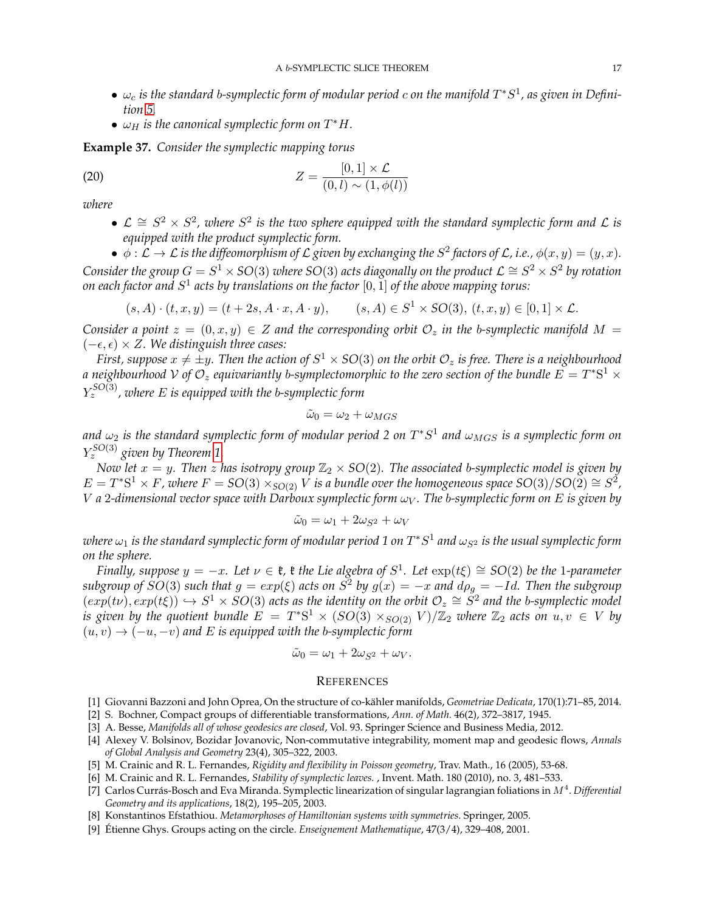- $\omega_c$ *is the standard b-symplectic form of modular period $c$ on the manifold $T^*S^1$, as given in Definition 5.*
- $\omega_H$ *is the canonical symplectic form on $T^*H$.*

**Example 37.** *Consider the symplectic mapping torus*

$$Z = \frac{[0,1] \times \mathcal{L}}{(0,l) \sim (1, \phi(l))} \tag{20}$$

*where*

- $\mathcal{L} \cong S^2 \times S^2$*, where $S^2$ is the two sphere equipped with the standard symplectic form and $\mathcal{L}$ is equipped with the product symplectic form.*
- $\phi : \mathcal{L} \to \mathcal{L}$ *is the diffeomorphism of $\mathcal{L}$ given by exchanging the $S^2$ factors of $\mathcal{L}$, i.e., $\phi(x,y) = (y,x)$.*

*Consider the group $G = S^1 \times SO(3)$ where $SO(3)$ acts diagonally on the product $\mathcal{L} \cong S^2 \times S^2$ by rotation on each factor and $S^1$ acts by translations on the factor $[0,1]$ of the above mapping torus:*

$$(s, A) \cdot (t, x, y) = (t + 2s, A \cdot x, A \cdot y), \qquad (s, A) \in S^1 \times SO(3),\ (t, x, y) \in [0,1] \times \mathcal{L}.$$

*Consider a point $z = (0, x, y) \in Z$ and the corresponding orbit $\mathcal{O}_z$ in the b-symplectic manifold $M = (-\epsilon, \epsilon) \times Z$. We distinguish three cases:*

*First, suppose $x \neq \pm y$. Then the action of $S^1 \times SO(3)$ on the orbit $\mathcal{O}_z$ is free. There is a neighbourhood a neighbourhood $\mathcal{V}$ of $\mathcal{O}_z$ equivariantly b-symplectomorphic to the zero section of the bundle $E = T^*S^1 \times Y_z^{SO(3)}$, where $E$ is equipped with the b-symplectic form*

$$\tilde{\omega}_0 = \omega_2 + \omega_{MGS}$$

*and $\omega_2$ is the standard symplectic form of modular period 2 on $T^*S^1$ and $\omega_{MGS}$ is a symplectic form on $Y_z^{SO(3)}$ given by Theorem 1.*

*Now let $x = y$. Then $z$ has isotropy group $\mathbb{Z}_2 \times SO(2)$. The associated b-symplectic model is given by $E = T^*S^1 \times F$, where $F = SO(3) \times_{SO(2)} V$ is a bundle over the homogeneous space $SO(3)/SO(2) \cong S^2$, $V$ a 2-dimensional vector space with Darboux symplectic form $\omega_V$. The b-symplectic form on $E$ is given by*

$$\tilde{\omega}_0 = \omega_1 + 2\omega_{S^2} + \omega_V$$

*where $\omega_1$ is the standard symplectic form of modular period 1 on $T^*S^1$ and $\omega_{S^2}$ is the usual symplectic form on the sphere.*

*Finally, suppose $y = -x$. Let $\nu \in \mathfrak{k}$, $\mathfrak{k}$ the Lie algebra of $S^1$. Let $\exp(t\xi) \cong SO(2)$ be the 1-parameter subgroup of $SO(3)$ such that $g = exp(\xi)$ acts on $S^2$ by $g(x) = -x$ and $d\rho_g = -Id$. Then the subgroup $(exp(t\nu), exp(t\xi)) \hookrightarrow S^1 \times SO(3)$ acts as the identity on the orbit $\mathcal{O}_z \cong S^2$ and the b-symplectic model is given by the quotient bundle $E = T^*S^1 \times (SO(3) \times_{SO(2)} V)/\mathbb{Z}_2$ where $\mathbb{Z}_2$ acts on $u, v \in V$ by $(u,v) \to (-u,-v)$ and $E$ is equipped with the b-symplectic form*

$$\tilde{\omega}_0 = \omega_1 + 2\omega_{S^2} + \omega_V.$$

## References

[1] Giovanni Bazzoni and John Oprea, On the structure of co-kähler manifolds, *Geometriae Dedicata*, 170(1):71–85, 2014.

[2] S. Bochner, Compact groups of differentiable transformations, *Ann. of Math.* 46(2), 372–3817, 1945.

[3] A. Besse, *Manifolds all of whose geodesics are closed*, Vol. 93. Springer Science and Business Media, 2012.

[4] Alexey V. Bolsinov, Bozidar Jovanovic, Non-commutative integrability, moment map and geodesic flows, *Annals of Global Analysis and Geometry* 23(4), 305–322, 2003.

[5] M. Crainic and R. L. Fernandes, *Rigidity and flexibility in Poisson geometry*, Trav. Math., 16 (2005), 53-68.

[6] M. Crainic and R. L. Fernandes, *Stability of symplectic leaves.* , Invent. Math. 180 (2010), no. 3, 481–533.

[7] Carlos Currás-Bosch and Eva Miranda. Symplectic linearization of singular lagrangian foliations in $M^4$. *Differential Geometry and its applications*, 18(2), 195–205, 2003.

[8] Konstantinos Efstathiou. *Metamorphoses of Hamiltonian systems with symmetries.* Springer, 2005.

[9] Étienne Ghys. Groups acting on the circle. *Enseignement Mathematique*, 47(3/4), 329–408, 2001.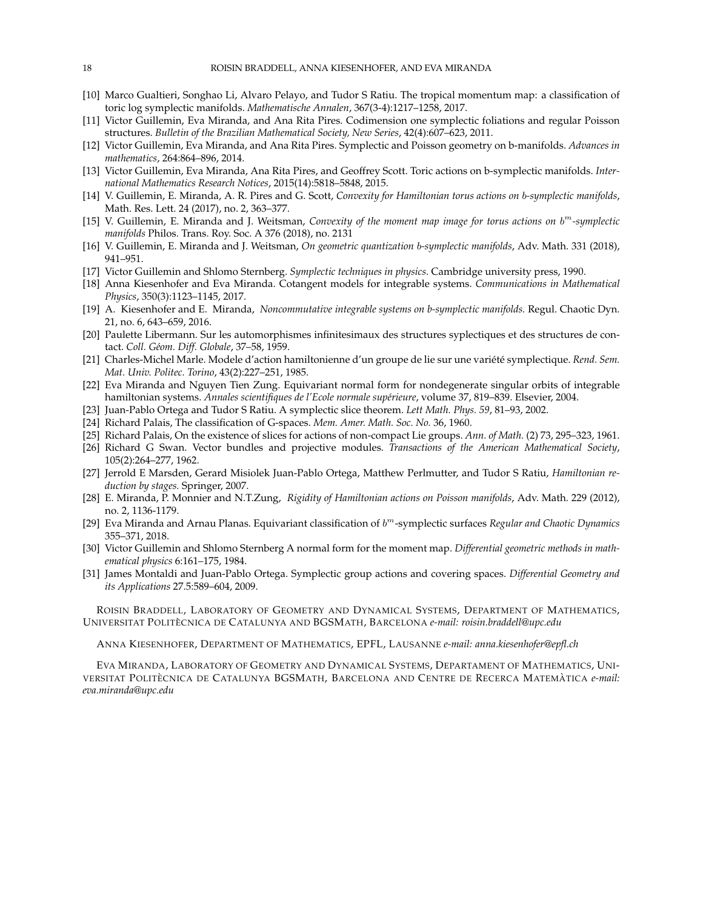[10] Marco Gualtieri, Songhao Li, Alvaro Pelayo, and Tudor S Ratiu. The tropical momentum map: a classification of toric log symplectic manifolds. *Mathematische Annalen*, 367(3-4):1217–1258, 2017.

[11] Victor Guillemin, Eva Miranda, and Ana Rita Pires. Codimension one symplectic foliations and regular Poisson structures. *Bulletin of the Brazilian Mathematical Society, New Series*, 42(4):607–623, 2011.

[12] Victor Guillemin, Eva Miranda, and Ana Rita Pires. Symplectic and Poisson geometry on b-manifolds. *Advances in mathematics*, 264:864–896, 2014.

[13] Victor Guillemin, Eva Miranda, Ana Rita Pires, and Geoffrey Scott. Toric actions on b-symplectic manifolds. *International Mathematics Research Notices*, 2015(14):5818–5848, 2015.

[14] V. Guillemin, E. Miranda, A. R. Pires and G. Scott, *Convexity for Hamiltonian torus actions on b-symplectic manifolds*, Math. Res. Lett. 24 (2017), no. 2, 363–377.

[15] V. Guillemin, E. Miranda and J. Weitsman, *Convexity of the moment map image for torus actions on $b^m$-symplectic manifolds* Philos. Trans. Roy. Soc. A 376 (2018), no. 2131

[16] V. Guillemin, E. Miranda and J. Weitsman, *On geometric quantization b-symplectic manifolds*, Adv. Math. 331 (2018), 941–951.

[17] Victor Guillemin and Shlomo Sternberg. *Symplectic techniques in physics*. Cambridge university press, 1990.

[18] Anna Kiesenhofer and Eva Miranda. Cotangent models for integrable systems. *Communications in Mathematical Physics*, 350(3):1123–1145, 2017.

[19] A. Kiesenhofer and E. Miranda, *Noncommutative integrable systems on b-symplectic manifolds.* Regul. Chaotic Dyn. 21, no. 6, 643–659, 2016.

[20] Paulette Libermann. Sur les automorphismes infinitesimaux des structures syplectiques et des structures de contact. *Coll. Géom. Diff. Globale*, 37–58, 1959.

[21] Charles-Michel Marle. Modele d'action hamiltonienne d'un groupe de lie sur une variété symplectique. *Rend. Sem. Mat. Univ. Politec. Torino*, 43(2):227–251, 1985.

[22] Eva Miranda and Nguyen Tien Zung. Equivariant normal form for nondegenerate singular orbits of integrable hamiltonian systems. *Annales scientifiques de l'Ecole normale supérieure*, volume 37, 819–839. Elsevier, 2004.

[23] Juan-Pablo Ortega and Tudor S Ratiu. A symplectic slice theorem. *Lett Math. Phys. 59*, 81–93, 2002.

[24] Richard Palais, The classification of G-spaces. *Mem. Amer. Math. Soc. No.* 36, 1960.

[25] Richard Palais, On the existence of slices for actions of non-compact Lie groups. *Ann. of Math.* (2) 73, 295–323, 1961.

[26] Richard G Swan. Vector bundles and projective modules. *Transactions of the American Mathematical Society*, 105(2):264–277, 1962.

[27] Jerrold E Marsden, Gerard Misiolek Juan-Pablo Ortega, Matthew Perlmutter, and Tudor S Ratiu, *Hamiltonian reduction by stages.* Springer, 2007.

[28] E. Miranda, P. Monnier and N.T.Zung, *Rigidity of Hamiltonian actions on Poisson manifolds*, Adv. Math. 229 (2012), no. 2, 1136-1179.

[29] Eva Miranda and Arnau Planas. Equivariant classification of $b^m$-symplectic surfaces *Regular and Chaotic Dynamics* 355–371, 2018.

[30] Victor Guillemin and Shlomo Sternberg A normal form for the moment map. *Differential geometric methods in mathematical physics* 6:161–175, 1984.

[31] James Montaldi and Juan-Pablo Ortega. Symplectic group actions and covering spaces. *Differential Geometry and its Applications* 27.5:589–604, 2009.

Roisin Braddell, Laboratory of Geometry and Dynamical Systems, Department of Mathematics, Universitat Politècnica de Catalunya and BGSMath, Barcelona *e-mail: roisin.braddell@upc.edu*

Anna Kiesenhofer, Department of Mathematics, EPFL, Lausanne *e-mail: anna.kiesenhofer@epfl.ch*

Eva Miranda, Laboratory of Geometry and Dynamical Systems, Departament of Mathematics, Universitat Politècnica de Catalunya BGSMath, Barcelona and Centre de Recerca Matemàtica *e-mail: eva.miranda@upc.edu*